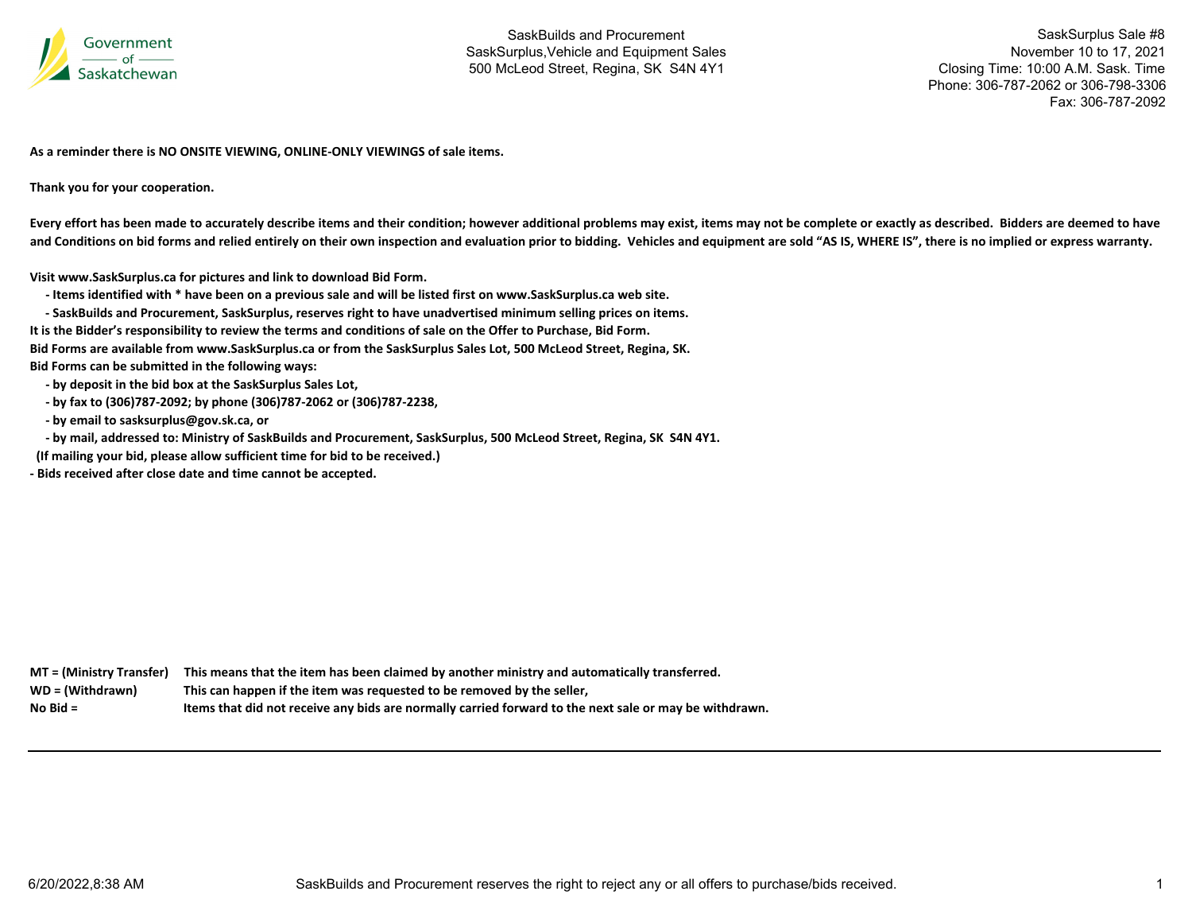Government of Saskatchewan

SaskBuilds and Procurement
SaskSurplus,Vehicle and Equipment Sales
500 McLeod Street, Regina, SK S4N 4Y1

SaskSurplus Sale #8
November 10 to 17, 2021
Closing Time: 10:00 A.M. Sask. Time
Phone: 306-787-2062 or 306-798-3306
Fax: 306-787-2092

**As a reminder there is NO ONSITE VIEWING, ONLINE-ONLY VIEWINGS of sale items.**

**Thank you for your cooperation.**

**Every effort has been made to accurately describe items and their condition; however additional problems may exist, items may not be complete or exactly as described. Bidders are deemed to have and Conditions on bid forms and relied entirely on their own inspection and evaluation prior to bidding. Vehicles and equipment are sold "AS IS, WHERE IS", there is no implied or express warranty.**

**Visit www.SaskSurplus.ca for pictures and link to download Bid Form.**

- **Items identified with * have been on a previous sale and will be listed first on www.SaskSurplus.ca web site.**
- **SaskBuilds and Procurement, SaskSurplus, reserves right to have unadvertised minimum selling prices on items.**

**It is the Bidder's responsibility to review the terms and conditions of sale on the Offer to Purchase, Bid Form.**
**Bid Forms are available from www.SaskSurplus.ca or from the SaskSurplus Sales Lot, 500 McLeod Street, Regina, SK.**
**Bid Forms can be submitted in the following ways:**

- **by deposit in the bid box at the SaskSurplus Sales Lot,**
- **by fax to (306)787-2092; by phone (306)787-2062 or (306)787-2238,**
- **by email to sasksurplus@gov.sk.ca, or**
- **by mail, addressed to: Ministry of SaskBuilds and Procurement, SaskSurplus, 500 McLeod Street, Regina, SK S4N 4Y1.**

**(If mailing your bid, please allow sufficient time for bid to be received.)**

**- Bids received after close date and time cannot be accepted.**

| | |
|---|---|
| **MT = (Ministry Transfer)** | **This means that the item has been claimed by another ministry and automatically transferred.** |
| **WD = (Withdrawn)** | **This can happen if the item was requested to be removed by the seller,** |
| **No Bid =** | **Items that did not receive any bids are normally carried forward to the next sale or may be withdrawn.** |

SaskBuilds and Procurement reserves the right to reject any or all offers to purchase/bids received.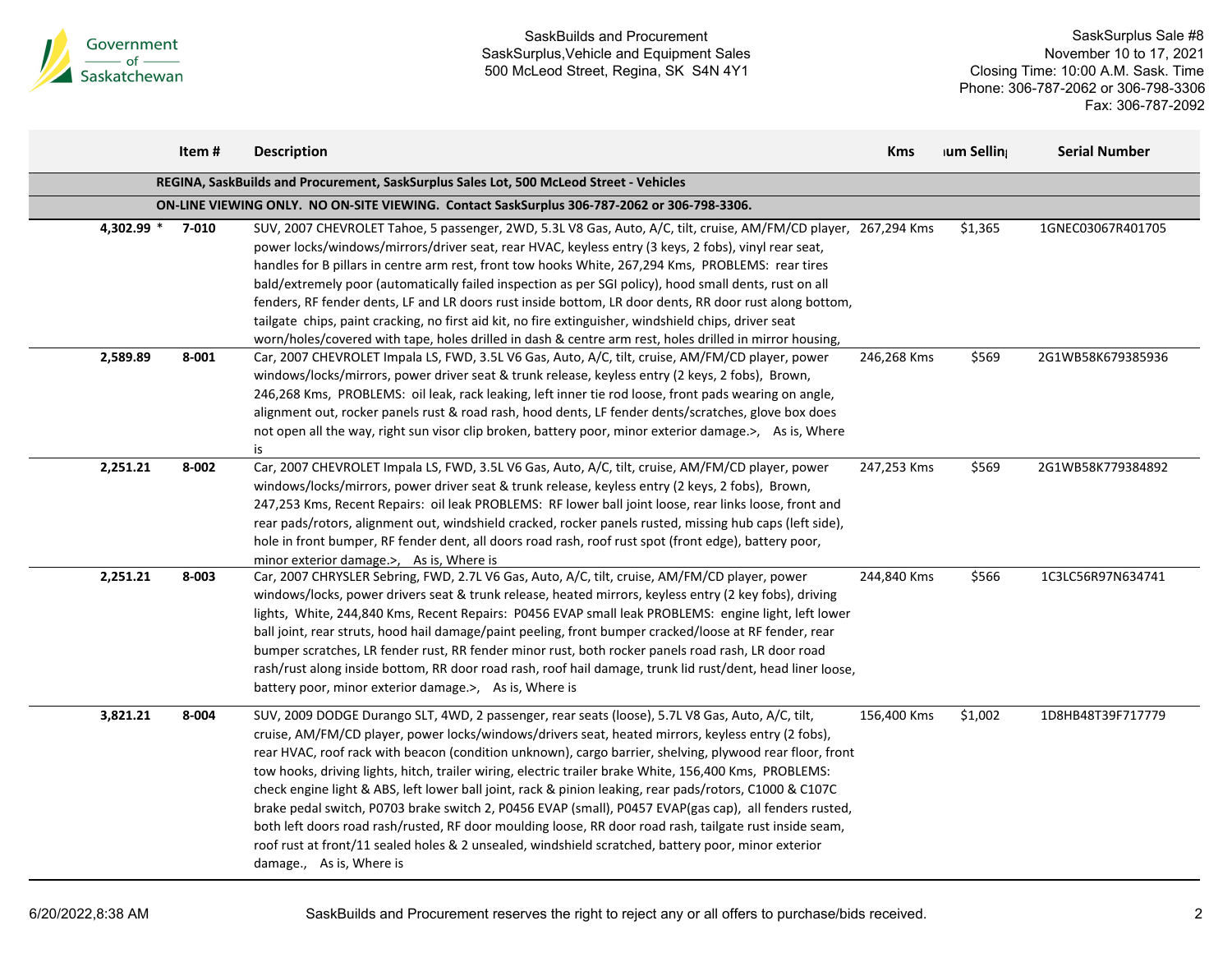| | Item # | Description | Kms | ıum Sellin | Serial Number |
|---|---|---|---|---|---|
| | | **REGINA, SaskBuilds and Procurement, SaskSurplus Sales Lot, 500 McLeod Street - Vehicles** | | | |
| | | **ON-LINE VIEWING ONLY. NO ON-SITE VIEWING. Contact SaskSurplus 306-787-2062 or 306-798-3306.** | | | |
| 4,302.99 * | 7-010 | SUV, 2007 CHEVROLET Tahoe, 5 passenger, 2WD, 5.3L V8 Gas, Auto, A/C, tilt, cruise, AM/FM/CD player, power locks/windows/mirrors/driver seat, rear HVAC, keyless entry (3 keys, 2 fobs), vinyl rear seat, handles for B pillars in centre arm rest, front tow hooks White, 267,294 Kms, PROBLEMS: rear tires bald/extremely poor (automatically failed inspection as per SGI policy), hood small dents, rust on all fenders, RF fender dents, LF and LR doors rust inside bottom, LR door dents, RR door rust along bottom, tailgate chips, paint cracking, no first aid kit, no fire extinguisher, windshield chips, driver seat worn/holes/covered with tape, holes drilled in dash & centre arm rest, holes drilled in mirror housing, | 267,294 Kms | $1,365 | 1GNEC03067R401705 |
| 2,589.89 | 8-001 | Car, 2007 CHEVROLET Impala LS, FWD, 3.5L V6 Gas, Auto, A/C, tilt, cruise, AM/FM/CD player, power windows/locks/mirrors, power driver seat & trunk release, keyless entry (2 keys, 2 fobs), Brown, 246,268 Kms, PROBLEMS: oil leak, rack leaking, left inner tie rod loose, front pads wearing on angle, alignment out, rocker panels rust & road rash, hood dents, LF fender dents/scratches, glove box does not open all the way, right sun visor clip broken, battery poor, minor exterior damage.>, As is, Where is | 246,268 Kms | $569 | 2G1WB58K679385936 |
| 2,251.21 | 8-002 | Car, 2007 CHEVROLET Impala LS, FWD, 3.5L V6 Gas, Auto, A/C, tilt, cruise, AM/FM/CD player, power windows/locks/mirrors, power driver seat & trunk release, keyless entry (2 keys, 2 fobs), Brown, 247,253 Kms, Recent Repairs: oil leak PROBLEMS: RF lower ball joint loose, rear links loose, front and rear pads/rotors, alignment out, windshield cracked, rocker panels rusted, missing hub caps (left side), hole in front bumper, RF fender dent, all doors road rash, roof rust spot (front edge), battery poor, minor exterior damage.>, As is, Where is | 247,253 Kms | $569 | 2G1WB58K779384892 |
| 2,251.21 | 8-003 | Car, 2007 CHRYSLER Sebring, FWD, 2.7L V6 Gas, Auto, A/C, tilt, cruise, AM/FM/CD player, power windows/locks, power drivers seat & trunk release, heated mirrors, keyless entry (2 key fobs), driving lights, White, 244,840 Kms, Recent Repairs: P0456 EVAP small leak PROBLEMS: engine light, left lower ball joint, rear struts, hood hail damage/paint peeling, front bumper cracked/loose at RF fender, rear bumper scratches, LR fender rust, RR fender minor rust, both rocker panels road rash, LR door road rash/rust along inside bottom, RR door road rash, roof hail damage, trunk lid rust/dent, head liner loose, battery poor, minor exterior damage.>, As is, Where is | 244,840 Kms | $566 | 1C3LC56R97N634741 |
| 3,821.21 | 8-004 | SUV, 2009 DODGE Durango SLT, 4WD, 2 passenger, rear seats (loose), 5.7L V8 Gas, Auto, A/C, tilt, cruise, AM/FM/CD player, power locks/windows/drivers seat, heated mirrors, keyless entry (2 fobs), rear HVAC, roof rack with beacon (condition unknown), cargo barrier, shelving, plywood rear floor, front tow hooks, driving lights, hitch, trailer wiring, electric trailer brake White, 156,400 Kms, PROBLEMS: check engine light & ABS, left lower ball joint, rack & pinion leaking, rear pads/rotors, C1000 & C107C brake pedal switch, P0703 brake switch 2, P0456 EVAP (small), P0457 EVAP(gas cap), all fenders rusted, both left doors road rash/rusted, RF door moulding loose, RR door road rash, tailgate rust inside seam, roof rust at front/11 sealed holes & 2 unsealed, windshield scratched, battery poor, minor exterior damage., As is, Where is | 156,400 Kms | $1,002 | 1D8HB48T39F717779 |

SaskBuilds and Procurement reserves the right to reject any or all offers to purchase/bids received.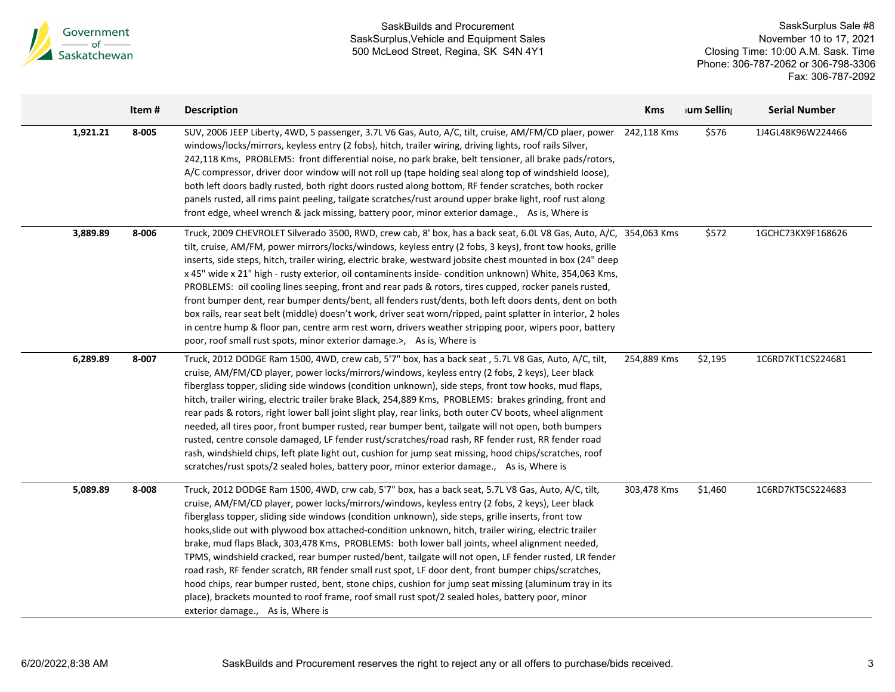|  | Item # | Description | Kms | ɪum Sellinɪ | Serial Number |
|---|---|---|---|---|---|
| 1,921.21 | 8-005 | SUV, 2006 JEEP Liberty, 4WD, 5 passenger, 3.7L V6 Gas, Auto, A/C, tilt, cruise, AM/FM/CD plaer, power windows/locks/mirrors, keyless entry (2 fobs), hitch, trailer wiring, driving lights, roof rails Silver, 242,118 Kms, PROBLEMS: front differential noise, no park brake, belt tensioner, all brake pads/rotors, A/C compressor, driver door window will not roll up (tape holding seal along top of windshield loose), both left doors badly rusted, both right doors rusted along bottom, RF fender scratches, both rocker panels rusted, all rims paint peeling, tailgate scratches/rust around upper brake light, roof rust along front edge, wheel wrench & jack missing, battery poor, minor exterior damage., As is, Where is | 242,118 Kms | $576 | 1J4GL48K96W224466 |
| 3,889.89 | 8-006 | Truck, 2009 CHEVROLET Silverado 3500, RWD, crew cab, 8' box, has a back seat, 6.0L V8 Gas, Auto, A/C, tilt, cruise, AM/FM, power mirrors/locks/windows, keyless entry (2 fobs, 3 keys), front tow hooks, grille inserts, side steps, hitch, trailer wiring, electric brake, westward jobsite chest mounted in box (24" deep x 45" wide x 21" high - rusty exterior, oil contaminents inside- condition unknown) White, 354,063 Kms, PROBLEMS: oil cooling lines seeping, front and rear pads & rotors, tires cupped, rocker panels rusted, front bumper dent, rear bumper dents/bent, all fenders rust/dents, both left doors dents, dent on both box rails, rear seat belt (middle) doesn't work, driver seat worn/ripped, paint splatter in interior, 2 holes in centre hump & floor pan, centre arm rest worn, drivers weather stripping poor, wipers poor, battery poor, roof small rust spots, minor exterior damage.>, As is, Where is | 354,063 Kms | $572 | 1GCHC73KX9F168626 |
| 6,289.89 | 8-007 | Truck, 2012 DODGE Ram 1500, 4WD, crew cab, 5'7" box, has a back seat , 5.7L V8 Gas, Auto, A/C, tilt, cruise, AM/FM/CD player, power locks/mirrors/windows, keyless entry (2 fobs, 2 keys), Leer black fiberglass topper, sliding side windows (condition unknown), side steps, front tow hooks, mud flaps, hitch, trailer wiring, electric trailer brake Black, 254,889 Kms, PROBLEMS: brakes grinding, front and rear pads & rotors, right lower ball joint slight play, rear links, both outer CV boots, wheel alignment needed, all tires poor, front bumper rusted, rear bumper bent, tailgate will not open, both bumpers rusted, centre console damaged, LF fender rust/scratches/road rash, RF fender rust, RR fender road rash, windshield chips, left plate light out, cushion for jump seat missing, hood chips/scratches, roof scratches/rust spots/2 sealed holes, battery poor, minor exterior damage., As is, Where is | 254,889 Kms | $2,195 | 1C6RD7KT1CS224681 |
| 5,089.89 | 8-008 | Truck, 2012 DODGE Ram 1500, 4WD, crw cab, 5'7" box, has a back seat, 5.7L V8 Gas, Auto, A/C, tilt, cruise, AM/FM/CD player, power locks/mirrors/windows, keyless entry (2 fobs, 2 keys), Leer black fiberglass topper, sliding side windows (condition unknown), side steps, grille inserts, front tow hooks,slide out with plywood box attached-condition unknown, hitch, trailer wiring, electric trailer brake, mud flaps Black, 303,478 Kms, PROBLEMS: both lower ball joints, wheel alignment needed, TPMS, windshield cracked, rear bumper rusted/bent, tailgate will not open, LF fender rusted, LR fender road rash, RF fender scratch, RR fender small rust spot, LF door dent, front bumper chips/scratches, hood chips, rear bumper rusted, bent, stone chips, cushion for jump seat missing (aluminum tray in its place), brackets mounted to roof frame, roof small rust spot/2 sealed holes, battery poor, minor exterior damage., As is, Where is | 303,478 Kms | $1,460 | 1C6RD7KT5CS224683 |

SaskBuilds and Procurement reserves the right to reject any or all offers to purchase/bids received.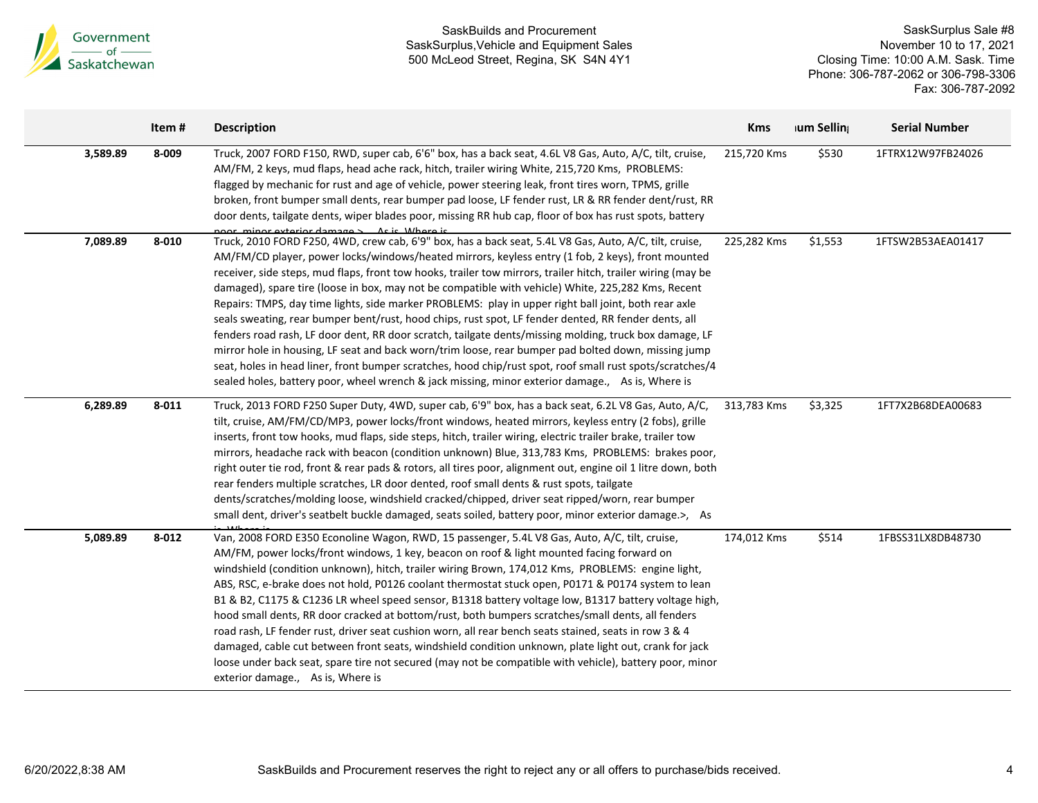| | Item # | Description | Kms | ıum Sellin | Serial Number |
|---|---|---|---|---|---|
| 3,589.89 | 8-009 | Truck, 2007 FORD F150, RWD, super cab, 6'6" box, has a back seat, 4.6L V8 Gas, Auto, A/C, tilt, cruise, AM/FM, 2 keys, mud flaps, head ache rack, hitch, trailer wiring White, 215,720 Kms, PROBLEMS: flagged by mechanic for rust and age of vehicle, power steering leak, front tires worn, TPMS, grille broken, front bumper small dents, rear bumper pad loose, LF fender rust, LR & RR fender dent/rust, RR door dents, tailgate dents, wiper blades poor, missing RR hub cap, floor of box has rust spots, battery poor, minor exterior damage.>, As is, Where is | 215,720 Kms | $530 | 1FTRX12W97FB24026 |
| 7,089.89 | 8-010 | Truck, 2010 FORD F250, 4WD, crew cab, 6'9" box, has a back seat, 5.4L V8 Gas, Auto, A/C, tilt, cruise, AM/FM/CD player, power locks/windows/heated mirrors, keyless entry (1 fob, 2 keys), front mounted receiver, side steps, mud flaps, front tow hooks, trailer tow mirrors, trailer hitch, trailer wiring (may be damaged), spare tire (loose in box, may not be compatible with vehicle) White, 225,282 Kms, Recent Repairs: TMPS, day time lights, side marker PROBLEMS: play in upper right ball joint, both rear axle seals sweating, rear bumper bent/rust, hood chips, rust spot, LF fender dented, RR fender dents, all fenders road rash, LF door dent, RR door scratch, tailgate dents/missing molding, truck box damage, LF mirror hole in housing, LF seat and back worn/trim loose, rear bumper pad bolted down, missing jump seat, holes in head liner, front bumper scratches, hood chip/rust spot, roof small rust spots/scratches/4 sealed holes, battery poor, wheel wrench & jack missing, minor exterior damage., As is, Where is | 225,282 Kms | $1,553 | 1FTSW2B53AEA01417 |
| 6,289.89 | 8-011 | Truck, 2013 FORD F250 Super Duty, 4WD, super cab, 6'9" box, has a back seat, 6.2L V8 Gas, Auto, A/C, tilt, cruise, AM/FM/CD/MP3, power locks/front windows, heated mirrors, keyless entry (2 fobs), grille inserts, front tow hooks, mud flaps, side steps, hitch, trailer wiring, electric trailer brake, trailer tow mirrors, headache rack with beacon (condition unknown) Blue, 313,783 Kms, PROBLEMS: brakes poor, right outer tie rod, front & rear pads & rotors, all tires poor, alignment out, engine oil 1 litre down, both rear fenders multiple scratches, LR door dented, roof small dents & rust spots, tailgate dents/scratches/molding loose, windshield cracked/chipped, driver seat ripped/worn, rear bumper small dent, driver's seatbelt buckle damaged, seats soiled, battery poor, minor exterior damage.>, As is, Where is | 313,783 Kms | $3,325 | 1FT7X2B68DEA00683 |
| 5,089.89 | 8-012 | Van, 2008 FORD E350 Econoline Wagon, RWD, 15 passenger, 5.4L V8 Gas, Auto, A/C, tilt, cruise, AM/FM, power locks/front windows, 1 key, beacon on roof & light mounted facing forward on windshield (condition unknown), hitch, trailer wiring Brown, 174,012 Kms, PROBLEMS: engine light, ABS, RSC, e-brake does not hold, P0126 coolant thermostat stuck open, P0171 & P0174 system to lean B1 & B2, C1175 & C1236 LR wheel speed sensor, B1318 battery voltage low, B1317 battery voltage high, hood small dents, RR door cracked at bottom/rust, both bumpers scratches/small dents, all fenders road rash, LF fender rust, driver seat cushion worn, all rear bench seats stained, seats in row 3 & 4 damaged, cable cut between front seats, windshield condition unknown, plate light out, crank for jack loose under back seat, spare tire not secured (may not be compatible with vehicle), battery poor, minor exterior damage., As is, Where is | 174,012 Kms | $514 | 1FBSS31LX8DB48730 |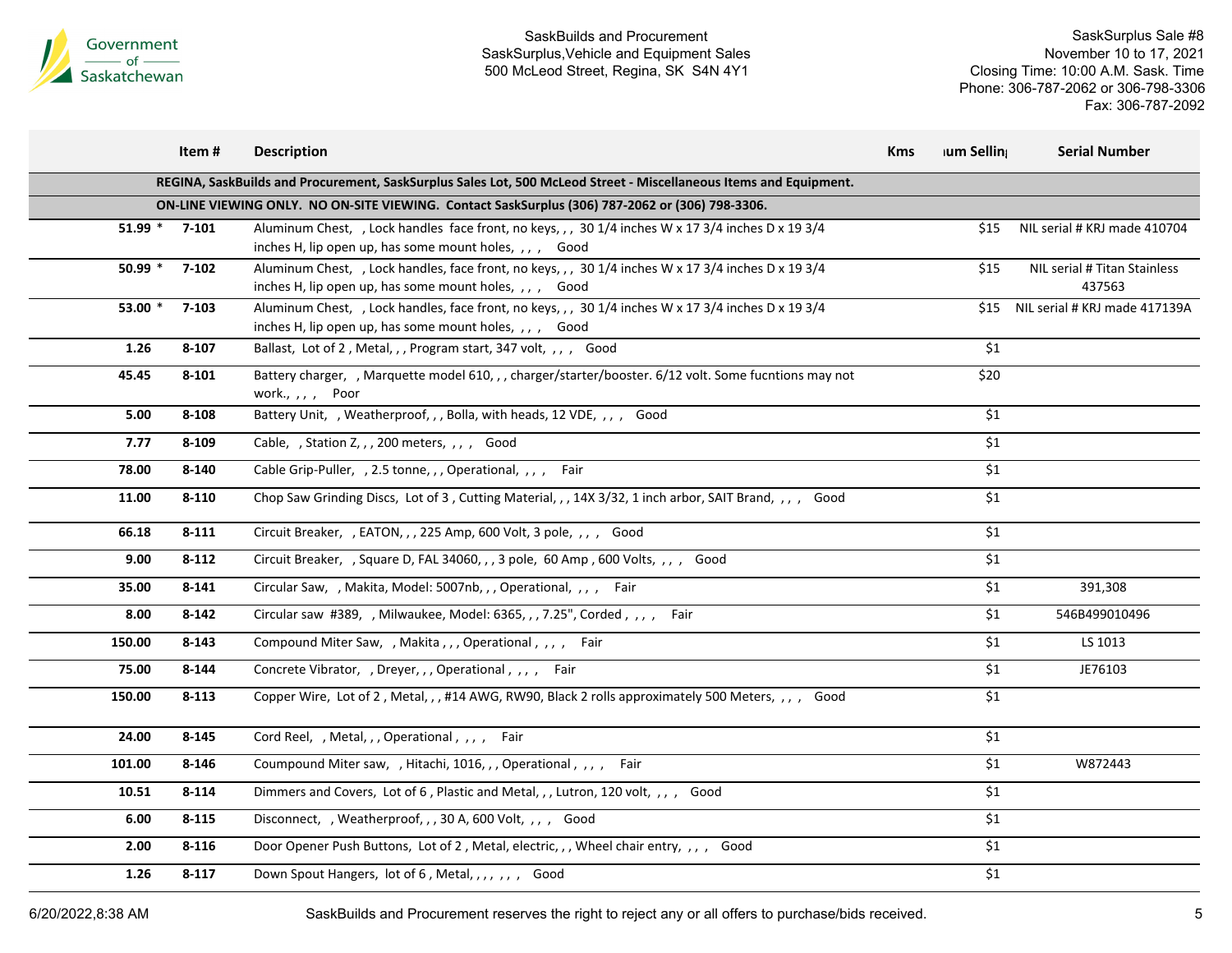SaskBuilds and Procurement
SaskSurplus,Vehicle and Equipment Sales
500 McLeod Street, Regina, SK S4N 4Y1

SaskSurplus Sale #8
November 10 to 17, 2021
Closing Time: 10:00 A.M. Sask. Time
Phone: 306-787-2062 or 306-798-3306
Fax: 306-787-2092

| | Item # | Description | Kms | ıum Sellin | Serial Number |
|---|---|---|---|---|---|
| | | **REGINA, SaskBuilds and Procurement, SaskSurplus Sales Lot, 500 McLeod Street - Miscellaneous Items and Equipment.** | | | |
| | | **ON-LINE VIEWING ONLY. NO ON-SITE VIEWING. Contact SaskSurplus (306) 787-2062 or (306) 798-3306.** | | | |
| 51.99 * | 7-101 | Aluminum Chest, , Lock handles face front, no keys, , , 30 1/4 inches W x 17 3/4 inches D x 19 3/4 inches H, lip open up, has some mount holes, , , , Good | | $15 | NIL serial # KRJ made 410704 |
| 50.99 * | 7-102 | Aluminum Chest, , Lock handles, face front, no keys, , , 30 1/4 inches W x 17 3/4 inches D x 19 3/4 inches H, lip open up, has some mount holes, , , , Good | | $15 | NIL serial # Titan Stainless 437563 |
| 53.00 * | 7-103 | Aluminum Chest, , Lock handles, face front, no keys, , , 30 1/4 inches W x 17 3/4 inches D x 19 3/4 inches H, lip open up, has some mount holes, , , , Good | | $15 | NIL serial # KRJ made 417139A |
| 1.26 | 8-107 | Ballast, Lot of 2 , Metal, , , Program start, 347 volt, , , , Good | | $1 | |
| 45.45 | 8-101 | Battery charger, , Marquette model 610, , , charger/starter/booster. 6/12 volt. Some fucntions may not work., , , , Poor | | $20 | |
| 5.00 | 8-108 | Battery Unit, , Weatherproof, , , Bolla, with heads, 12 VDE, , , , Good | | $1 | |
| 7.77 | 8-109 | Cable, , Station Z, , , 200 meters, , , , Good | | $1 | |
| 78.00 | 8-140 | Cable Grip-Puller, , 2.5 tonne, , , Operational, , , , Fair | | $1 | |
| 11.00 | 8-110 | Chop Saw Grinding Discs, Lot of 3 , Cutting Material, , , 14X 3/32, 1 inch arbor, SAIT Brand, , , , Good | | $1 | |
| 66.18 | 8-111 | Circuit Breaker, , EATON, , , 225 Amp, 600 Volt, 3 pole, , , , Good | | $1 | |
| 9.00 | 8-112 | Circuit Breaker, , Square D, FAL 34060, , , 3 pole, 60 Amp , 600 Volts, , , , Good | | $1 | |
| 35.00 | 8-141 | Circular Saw, , Makita, Model: 5007nb, , , Operational, , , , Fair | | $1 | 391,308 |
| 8.00 | 8-142 | Circular saw #389, , Milwaukee, Model: 6365, , , 7.25", Corded , , , , Fair | | $1 | 546B499010496 |
| 150.00 | 8-143 | Compound Miter Saw, , Makita , , , Operational , , , , Fair | | $1 | LS 1013 |
| 75.00 | 8-144 | Concrete Vibrator, , Dreyer, , , Operational , , , , Fair | | $1 | JE76103 |
| 150.00 | 8-113 | Copper Wire, Lot of 2 , Metal, , , #14 AWG, RW90, Black 2 rolls approximately 500 Meters, , , , Good | | $1 | |
| 24.00 | 8-145 | Cord Reel, , Metal, , , Operational , , , , Fair | | $1 | |
| 101.00 | 8-146 | Coumpound Miter saw, , Hitachi, 1016, , , Operational , , , , Fair | | $1 | W872443 |
| 10.51 | 8-114 | Dimmers and Covers, Lot of 6 , Plastic and Metal, , , Lutron, 120 volt, , , , Good | | $1 | |
| 6.00 | 8-115 | Disconnect, , Weatherproof, , , 30 A, 600 Volt, , , , Good | | $1 | |
| 2.00 | 8-116 | Door Opener Push Buttons, Lot of 2 , Metal, electric, , , Wheel chair entry, , , , Good | | $1 | |
| 1.26 | 8-117 | Down Spout Hangers, lot of 6 , Metal, , , , , , , Good | | $1 | |

6/20/2022,8:38 AM

SaskBuilds and Procurement reserves the right to reject any or all offers to purchase/bids received.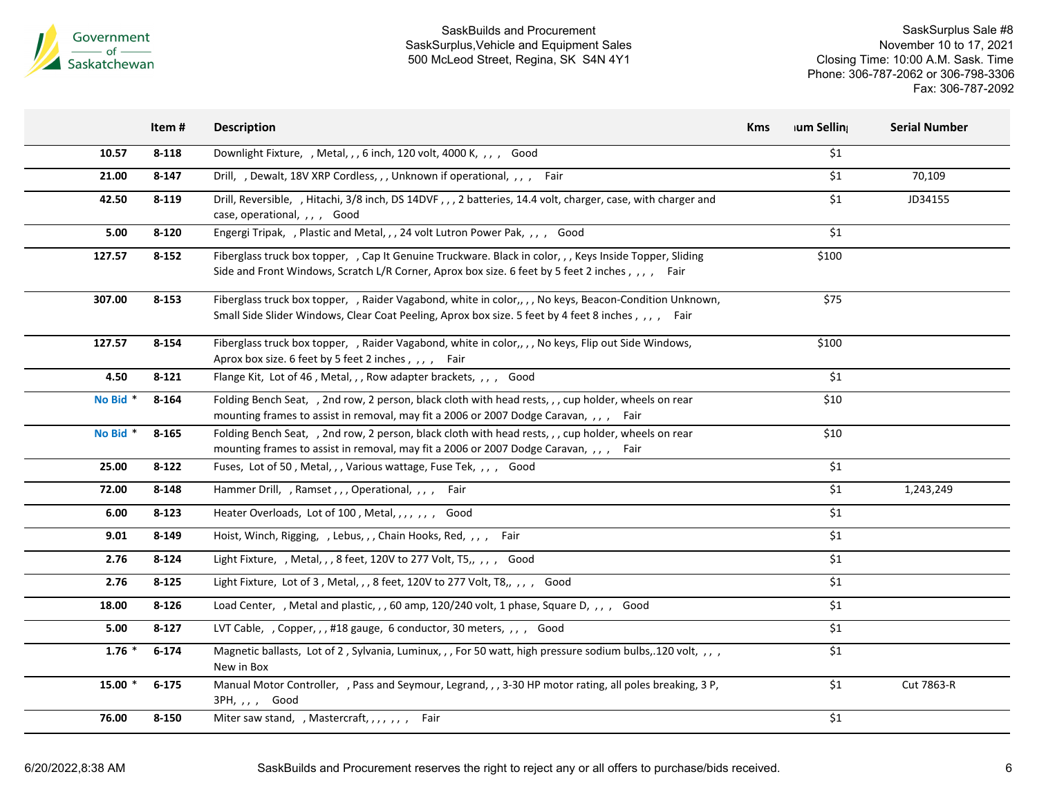| | Item # | Description | Kms | ıum Sellin | Serial Number |
|---|---|---|---|---|---|
| 10.57 | 8-118 | Downlight Fixture, , Metal, , , 6 inch, 120 volt, 4000 K, , , , Good | | $1 | |
| 21.00 | 8-147 | Drill, , Dewalt, 18V XRP Cordless, , , Unknown if operational, , , , Fair | | $1 | 70,109 |
| 42.50 | 8-119 | Drill, Reversible, , Hitachi, 3/8 inch, DS 14DVF , , , 2 batteries, 14.4 volt, charger, case, with charger and case, operational, , , , Good | | $1 | JD34155 |
| 5.00 | 8-120 | Engergi Tripak, , Plastic and Metal, , , 24 volt Lutron Power Pak, , , , Good | | $1 | |
| 127.57 | 8-152 | Fiberglass truck box topper, , Cap It Genuine Truckware. Black in color, , , Keys Inside Topper, Sliding Side and Front Windows, Scratch L/R Corner, Aprox box size. 6 feet by 5 feet 2 inches , , , , Fair | | $100 | |
| 307.00 | 8-153 | Fiberglass truck box topper, , Raider Vagabond, white in color,, , , No keys, Beacon-Condition Unknown, Small Side Slider Windows, Clear Coat Peeling, Aprox box size. 5 feet by 4 feet 8 inches , , , , Fair | | $75 | |
| 127.57 | 8-154 | Fiberglass truck box topper, , Raider Vagabond, white in color,, , , No keys, Flip out Side Windows, Aprox box size. 6 feet by 5 feet 2 inches , , , , Fair | | $100 | |
| 4.50 | 8-121 | Flange Kit, Lot of 46 , Metal, , , Row adapter brackets, , , , Good | | $1 | |
| No Bid * | 8-164 | Folding Bench Seat, , 2nd row, 2 person, black cloth with head rests, , , cup holder, wheels on rear mounting frames to assist in removal, may fit a 2006 or 2007 Dodge Caravan, , , , Fair | | $10 | |
| No Bid * | 8-165 | Folding Bench Seat, , 2nd row, 2 person, black cloth with head rests, , , cup holder, wheels on rear mounting frames to assist in removal, may fit a 2006 or 2007 Dodge Caravan, , , , Fair | | $10 | |
| 25.00 | 8-122 | Fuses, Lot of 50 , Metal, , , Various wattage, Fuse Tek, , , , Good | | $1 | |
| 72.00 | 8-148 | Hammer Drill, , Ramset , , , Operational, , , , Fair | | $1 | 1,243,249 |
| 6.00 | 8-123 | Heater Overloads, Lot of 100 , Metal, , , , , , , Good | | $1 | |
| 9.01 | 8-149 | Hoist, Winch, Rigging, , Lebus, , , Chain Hooks, Red, , , , Fair | | $1 | |
| 2.76 | 8-124 | Light Fixture, , Metal, , , 8 feet, 120V to 277 Volt, T5,, , , , Good | | $1 | |
| 2.76 | 8-125 | Light Fixture, Lot of 3 , Metal, , , 8 feet, 120V to 277 Volt, T8,, , , , Good | | $1 | |
| 18.00 | 8-126 | Load Center, , Metal and plastic, , , 60 amp, 120/240 volt, 1 phase, Square D, , , , Good | | $1 | |
| 5.00 | 8-127 | LVT Cable, , Copper, , , #18 gauge, 6 conductor, 30 meters, , , , Good | | $1 | |
| 1.76 * | 6-174 | Magnetic ballasts, Lot of 2 , Sylvania, Luminux, , , For 50 watt, high pressure sodium bulbs,.120 volt, , , , New in Box | | $1 | |
| 15.00 * | 6-175 | Manual Motor Controller, , Pass and Seymour, Legrand, , , 3-30 HP motor rating, all poles breaking, 3 P, 3PH, , , , Good | | $1 | Cut 7863-R |
| 76.00 | 8-150 | Miter saw stand, , Mastercraft, , , , , , , Fair | | $1 | |

6/20/2022,8:38 AM

SaskBuilds and Procurement reserves the right to reject any or all offers to purchase/bids received.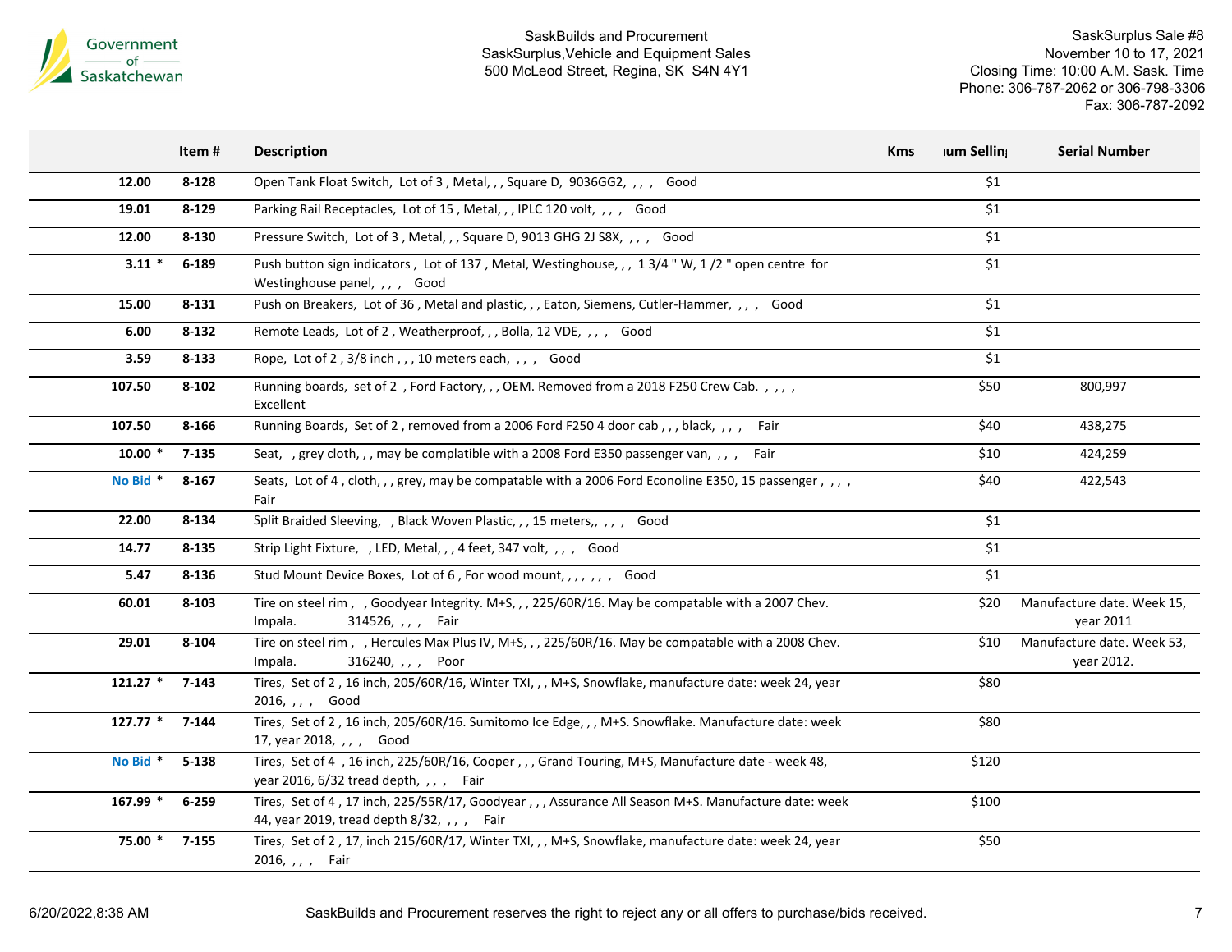Government of Saskatchewan

SaskBuilds and Procurement
SaskSurplus,Vehicle and Equipment Sales
500 McLeod Street, Regina, SK S4N 4Y1

SaskSurplus Sale #8
November 10 to 17, 2021
Closing Time: 10:00 A.M. Sask. Time
Phone: 306-787-2062 or 306-798-3306
Fax: 306-787-2092

| | Item # | Description | Kms | ıum Sellin | Serial Number |
|---|---|---|---|---|---|
| 12.00 | 8-128 | Open Tank Float Switch, Lot of 3 , Metal, , , Square D, 9036GG2, , , , Good | | $1 | |
| 19.01 | 8-129 | Parking Rail Receptacles, Lot of 15 , Metal, , , IPLC 120 volt, , , , Good | | $1 | |
| 12.00 | 8-130 | Pressure Switch, Lot of 3 , Metal, , , Square D, 9013 GHG 2J S8X, , , , Good | | $1 | |
| 3.11 * | 6-189 | Push button sign indicators , Lot of 137 , Metal, Westinghouse, , , 1 3/4 " W, 1 /2 " open centre for Westinghouse panel, , , , Good | | $1 | |
| 15.00 | 8-131 | Push on Breakers, Lot of 36 , Metal and plastic, , , Eaton, Siemens, Cutler-Hammer, , , , Good | | $1 | |
| 6.00 | 8-132 | Remote Leads, Lot of 2 , Weatherproof, , , Bolla, 12 VDE, , , , Good | | $1 | |
| 3.59 | 8-133 | Rope, Lot of 2 , 3/8 inch , , , 10 meters each, , , , Good | | $1 | |
| 107.50 | 8-102 | Running boards, set of 2 , Ford Factory, , , OEM. Removed from a 2018 F250 Crew Cab. , , , , Excellent | | $50 | 800,997 |
| 107.50 | 8-166 | Running Boards, Set of 2 , removed from a 2006 Ford F250 4 door cab , , , black, , , , Fair | | $40 | 438,275 |
| 10.00 * | 7-135 | Seat, , grey cloth, , , may be complatible with a 2008 Ford E350 passenger van, , , , Fair | | $10 | 424,259 |
| No Bid * | 8-167 | Seats, Lot of 4 , cloth, , , grey, may be compatable with a 2006 Ford Econoline E350, 15 passenger , , , , Fair | | $40 | 422,543 |
| 22.00 | 8-134 | Split Braided Sleeving, , Black Woven Plastic, , , 15 meters,, , , , Good | | $1 | |
| 14.77 | 8-135 | Strip Light Fixture, , LED, Metal, , , 4 feet, 347 volt, , , , Good | | $1 | |
| 5.47 | 8-136 | Stud Mount Device Boxes, Lot of 6 , For wood mount, , , , , , , Good | | $1 | |
| 60.01 | 8-103 | Tire on steel rim , , Goodyear Integrity. M+S, , , 225/60R/16. May be compatable with a 2007 Chev. Impala. 314526, , , , Fair | | $20 | Manufacture date. Week 15, year 2011 |
| 29.01 | 8-104 | Tire on steel rim , , Hercules Max Plus IV, M+S, , , 225/60R/16. May be compatable with a 2008 Chev. Impala. 316240, , , , Poor | | $10 | Manufacture date. Week 53, year 2012. |
| 121.27 * | 7-143 | Tires, Set of 2 , 16 inch, 205/60R/16, Winter TXI, , , M+S, Snowflake, manufacture date: week 24, year 2016, , , , Good | | $80 | |
| 127.77 * | 7-144 | Tires, Set of 2 , 16 inch, 205/60R/16. Sumitomo Ice Edge, , , M+S. Snowflake. Manufacture date: week 17, year 2018, , , , Good | | $80 | |
| No Bid * | 5-138 | Tires, Set of 4 , 16 inch, 225/60R/16, Cooper , , , Grand Touring, M+S, Manufacture date - week 48, year 2016, 6/32 tread depth, , , , Fair | | $120 | |
| 167.99 * | 6-259 | Tires, Set of 4 , 17 inch, 225/55R/17, Goodyear , , , Assurance All Season M+S. Manufacture date: week 44, year 2019, tread depth 8/32, , , , Fair | | $100 | |
| 75.00 * | 7-155 | Tires, Set of 2 , 17, inch 215/60R/17, Winter TXI, , , M+S, Snowflake, manufacture date: week 24, year 2016, , , , Fair | | $50 | |

6/20/2022,8:38 AM SaskBuilds and Procurement reserves the right to reject any or all offers to purchase/bids received.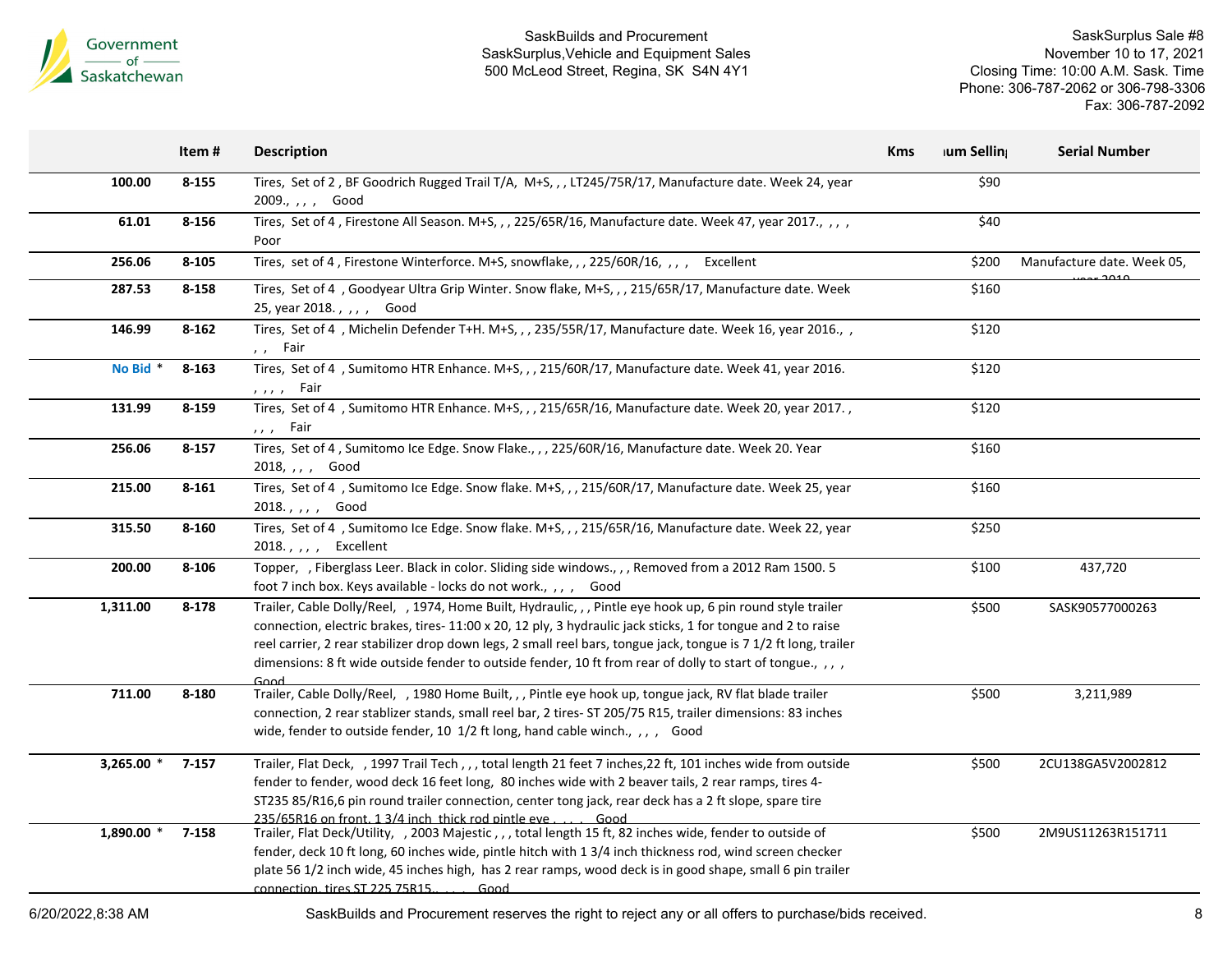SaskBuilds and Procurement
SaskSurplus,Vehicle and Equipment Sales
500 McLeod Street, Regina, SK S4N 4Y1

SaskSurplus Sale #8
November 10 to 17, 2021
Closing Time: 10:00 A.M. Sask. Time
Phone: 306-787-2062 or 306-798-3306
Fax: 306-787-2092

| | Item # | Description | Kms | ıum Sellin| | Serial Number |
|---|---|---|---|---|---|
| 100.00 | 8-155 | Tires, Set of 2 , BF Goodrich Rugged Trail T/A, M+S, , , LT245/75R/17, Manufacture date. Week 24, year 2009., , , , Good | | $90 | |
| 61.01 | 8-156 | Tires, Set of 4 , Firestone All Season. M+S, , , 225/65R/16, Manufacture date. Week 47, year 2017., , , , Poor | | $40 | |
| 256.06 | 8-105 | Tires, set of 4 , Firestone Winterforce. M+S, snowflake, , , 225/60R/16, , , , Excellent | | $200 | Manufacture date. Week 05, year 2019 |
| 287.53 | 8-158 | Tires, Set of 4 , Goodyear Ultra Grip Winter. Snow flake, M+S, , , 215/65R/17, Manufacture date. Week 25, year 2018. , , , , Good | | $160 | |
| 146.99 | 8-162 | Tires, Set of 4 , Michelin Defender T+H. M+S, , , 235/55R/17, Manufacture date. Week 16, year 2016., , , , Fair | | $120 | |
| No Bid * | 8-163 | Tires, Set of 4 , Sumitomo HTR Enhance. M+S, , , 215/60R/17, Manufacture date. Week 41, year 2016. , , , , Fair | | $120 | |
| 131.99 | 8-159 | Tires, Set of 4 , Sumitomo HTR Enhance. M+S, , , 215/65R/16, Manufacture date. Week 20, year 2017. , , , , Fair | | $120 | |
| 256.06 | 8-157 | Tires, Set of 4 , Sumitomo Ice Edge. Snow Flake., , , 225/60R/16, Manufacture date. Week 20. Year 2018, , , , Good | | $160 | |
| 215.00 | 8-161 | Tires, Set of 4 , Sumitomo Ice Edge. Snow flake. M+S, , , 215/60R/17, Manufacture date. Week 25, year 2018. , , , , Good | | $160 | |
| 315.50 | 8-160 | Tires, Set of 4 , Sumitomo Ice Edge. Snow flake. M+S, , , 215/65R/16, Manufacture date. Week 22, year 2018. , , , , Excellent | | $250 | |
| 200.00 | 8-106 | Topper, , Fiberglass Leer. Black in color. Sliding side windows., , , Removed from a 2012 Ram 1500. 5 foot 7 inch box. Keys available - locks do not work., , , , Good | | $100 | 437,720 |
| 1,311.00 | 8-178 | Trailer, Cable Dolly/Reel, , 1974, Home Built, Hydraulic, , , Pintle eye hook up, 6 pin round style trailer connection, electric brakes, tires- 11:00 x 20, 12 ply, 3 hydraulic jack sticks, 1 for tongue and 2 to raise reel carrier, 2 rear stabilizer drop down legs, 2 small reel bars, tongue jack, tongue is 7 1/2 ft long, trailer dimensions: 8 ft wide outside fender to outside fender, 10 ft from rear of dolly to start of tongue., , , , Good | | $500 | SASK90577000263 |
| 711.00 | 8-180 | Trailer, Cable Dolly/Reel, , 1980 Home Built, , , Pintle eye hook up, tongue jack, RV flat blade trailer connection, 2 rear stablizer stands, small reel bar, 2 tires- ST 205/75 R15, trailer dimensions: 83 inches wide, fender to outside fender, 10 1/2 ft long, hand cable winch., , , , Good | | $500 | 3,211,989 |
| 3,265.00 * | 7-157 | Trailer, Flat Deck, , 1997 Trail Tech , , , total length 21 feet 7 inches,22 ft, 101 inches wide from outside fender to fender, wood deck 16 feet long, 80 inches wide with 2 beaver tails, 2 rear ramps, tires 4- ST235 85/R16,6 pin round trailer connection, center tong jack, rear deck has a 2 ft slope, spare tire 235/65R16 on front, 1 3/4 inch thick rod pintle eye , , , , Good | | $500 | 2CU138GA5V2002812 |
| 1,890.00 * | 7-158 | Trailer, Flat Deck/Utility, , 2003 Majestic , , , total length 15 ft, 82 inches wide, fender to outside of fender, deck 10 ft long, 60 inches wide, pintle hitch with 1 3/4 inch thickness rod, wind screen checker plate 56 1/2 inch wide, 45 inches high, has 2 rear ramps, wood deck is in good shape, small 6 pin trailer connection, tires ST 225 75R15., , , , Good | | $500 | 2M9US11263R151711 |

6/20/2022,8:38 AM SaskBuilds and Procurement reserves the right to reject any or all offers to purchase/bids received.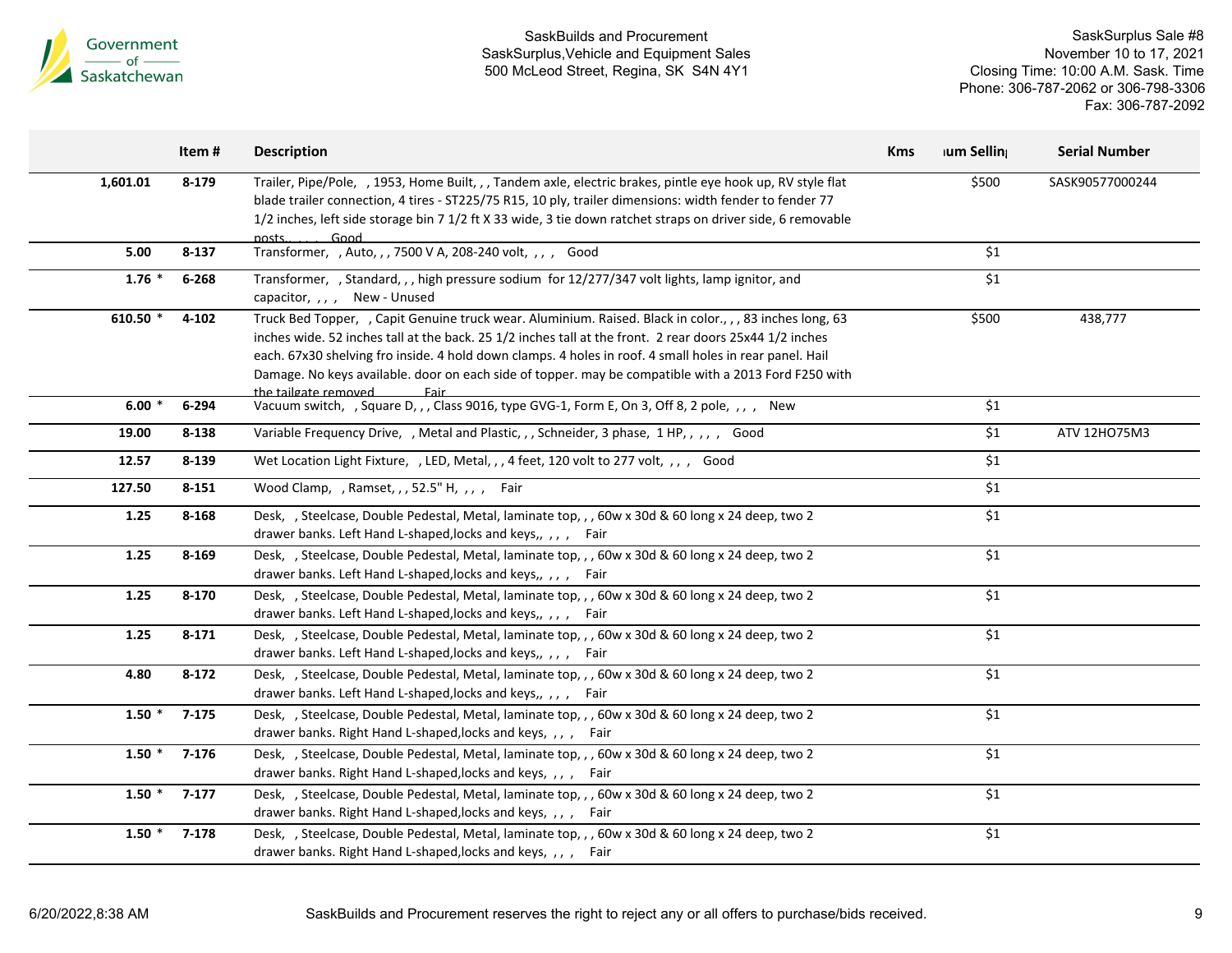Government of Saskatchewan

SaskBuilds and Procurement
SaskSurplus,Vehicle and Equipment Sales
500 McLeod Street, Regina, SK S4N 4Y1

SaskSurplus Sale #8
November 10 to 17, 2021
Closing Time: 10:00 A.M. Sask. Time
Phone: 306-787-2062 or 306-798-3306
Fax: 306-787-2092

| | Item # | Description | Kms | ıum Sellin| | Serial Number |
|---|---|---|---|---|---|
| 1,601.01 | 8-179 | Trailer, Pipe/Pole, , 1953, Home Built, , , Tandem axle, electric brakes, pintle eye hook up, RV style flat blade trailer connection, 4 tires - ST225/75 R15, 10 ply, trailer dimensions: width fender to fender 77 1/2 inches, left side storage bin 7 1/2 ft X 33 wide, 3 tie down ratchet straps on driver side, 6 removable posts., , , , Good | | $500 | SASK90577000244 |
| 5.00 | 8-137 | Transformer, , Auto, , , 7500 V A, 208-240 volt, , , , Good | | $1 | |
| 1.76 * | 6-268 | Transformer, , Standard, , , high pressure sodium for 12/277/347 volt lights, lamp ignitor, and capacitor, , , , New - Unused | | $1 | |
| 610.50 * | 4-102 | Truck Bed Topper, , Capit Genuine truck wear. Aluminium. Raised. Black in color., , , 83 inches long, 63 inches wide. 52 inches tall at the back. 25 1/2 inches tall at the front. 2 rear doors 25x44 1/2 inches each. 67x30 shelving fro inside. 4 hold down clamps. 4 holes in roof. 4 small holes in rear panel. Hail Damage. No keys available. door on each side of topper. may be compatible with a 2013 Ford F250 with the tailgate removed., , , , Fair | | $500 | 438,777 |
| 6.00 * | 6-294 | Vacuum switch, , Square D, , , Class 9016, type GVG-1, Form E, On 3, Off 8, 2 pole, , , , New | | $1 | |
| 19.00 | 8-138 | Variable Frequency Drive, , Metal and Plastic, , , Schneider, 3 phase, 1 HP, , , , , Good | | $1 | ATV 12HO75M3 |
| 12.57 | 8-139 | Wet Location Light Fixture, , LED, Metal, , , 4 feet, 120 volt to 277 volt, , , , Good | | $1 | |
| 127.50 | 8-151 | Wood Clamp, , Ramset, , , 52.5" H, , , , Fair | | $1 | |
| 1.25 | 8-168 | Desk, , Steelcase, Double Pedestal, Metal, laminate top, , , 60w x 30d & 60 long x 24 deep, two 2 drawer banks. Left Hand L-shaped,locks and keys,, , , , Fair | | $1 | |
| 1.25 | 8-169 | Desk, , Steelcase, Double Pedestal, Metal, laminate top, , , 60w x 30d & 60 long x 24 deep, two 2 drawer banks. Left Hand L-shaped,locks and keys,, , , , Fair | | $1 | |
| 1.25 | 8-170 | Desk, , Steelcase, Double Pedestal, Metal, laminate top, , , 60w x 30d & 60 long x 24 deep, two 2 drawer banks. Left Hand L-shaped,locks and keys,, , , , Fair | | $1 | |
| 1.25 | 8-171 | Desk, , Steelcase, Double Pedestal, Metal, laminate top, , , 60w x 30d & 60 long x 24 deep, two 2 drawer banks. Left Hand L-shaped,locks and keys,, , , , Fair | | $1 | |
| 4.80 | 8-172 | Desk, , Steelcase, Double Pedestal, Metal, laminate top, , , 60w x 30d & 60 long x 24 deep, two 2 drawer banks. Left Hand L-shaped,locks and keys,, , , , Fair | | $1 | |
| 1.50 * | 7-175 | Desk, , Steelcase, Double Pedestal, Metal, laminate top, , , 60w x 30d & 60 long x 24 deep, two 2 drawer banks. Right Hand L-shaped,locks and keys, , , , Fair | | $1 | |
| 1.50 * | 7-176 | Desk, , Steelcase, Double Pedestal, Metal, laminate top, , , 60w x 30d & 60 long x 24 deep, two 2 drawer banks. Right Hand L-shaped,locks and keys, , , , Fair | | $1 | |
| 1.50 * | 7-177 | Desk, , Steelcase, Double Pedestal, Metal, laminate top, , , 60w x 30d & 60 long x 24 deep, two 2 drawer banks. Right Hand L-shaped,locks and keys, , , , Fair | | $1 | |
| 1.50 * | 7-178 | Desk, , Steelcase, Double Pedestal, Metal, laminate top, , , 60w x 30d & 60 long x 24 deep, two 2 drawer banks. Right Hand L-shaped,locks and keys, , , , Fair | | $1 | |

6/20/2022,8:38 AM

SaskBuilds and Procurement reserves the right to reject any or all offers to purchase/bids received.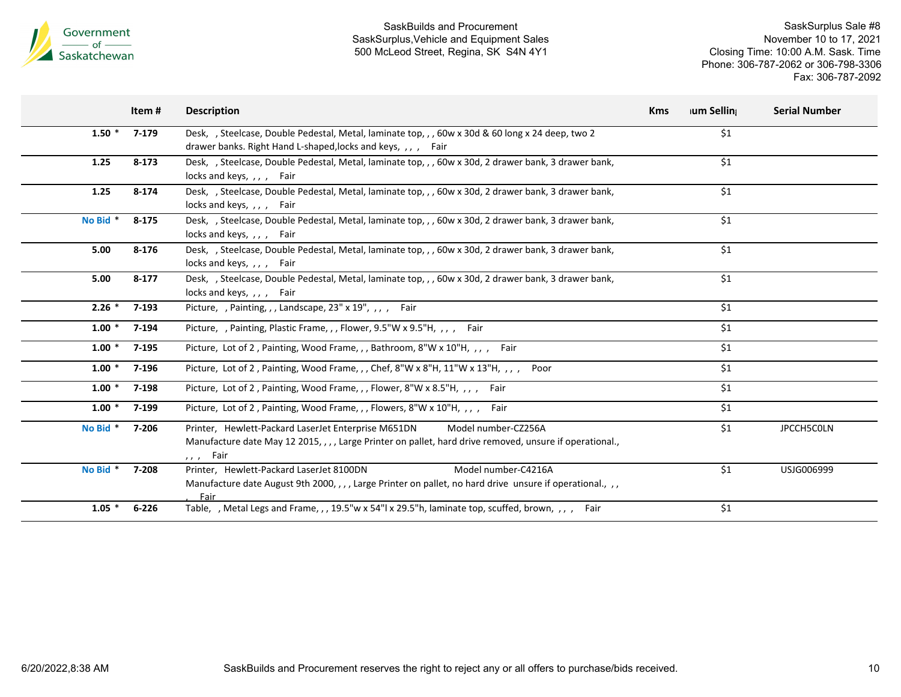Government of Saskatchewan

SaskBuilds and Procurement
SaskSurplus,Vehicle and Equipment Sales
500 McLeod Street, Regina, SK S4N 4Y1

SaskSurplus Sale #8
November 10 to 17, 2021
Closing Time: 10:00 A.M. Sask. Time
Phone: 306-787-2062 or 306-798-3306
Fax: 306-787-2092

| | Item # | Description | Kms | ıum Sellin | Serial Number |
|---|---|---|---|---|---|
| 1.50 * | 7-179 | Desk, , Steelcase, Double Pedestal, Metal, laminate top, , , 60w x 30d & 60 long x 24 deep, two 2 drawer banks. Right Hand L-shaped,locks and keys, , , , Fair | | $1 | |
| 1.25 | 8-173 | Desk, , Steelcase, Double Pedestal, Metal, laminate top, , , 60w x 30d, 2 drawer bank, 3 drawer bank, locks and keys, , , , Fair | | $1 | |
| 1.25 | 8-174 | Desk, , Steelcase, Double Pedestal, Metal, laminate top, , , 60w x 30d, 2 drawer bank, 3 drawer bank, locks and keys, , , , Fair | | $1 | |
| No Bid * | 8-175 | Desk, , Steelcase, Double Pedestal, Metal, laminate top, , , 60w x 30d, 2 drawer bank, 3 drawer bank, locks and keys, , , , Fair | | $1 | |
| 5.00 | 8-176 | Desk, , Steelcase, Double Pedestal, Metal, laminate top, , , 60w x 30d, 2 drawer bank, 3 drawer bank, locks and keys, , , , Fair | | $1 | |
| 5.00 | 8-177 | Desk, , Steelcase, Double Pedestal, Metal, laminate top, , , 60w x 30d, 2 drawer bank, 3 drawer bank, locks and keys, , , , Fair | | $1 | |
| 2.26 * | 7-193 | Picture, , Painting, , , Landscape, 23" x 19", , , , Fair | | $1 | |
| 1.00 * | 7-194 | Picture, , Painting, Plastic Frame, , , Flower, 9.5"W x 9.5"H, , , , Fair | | $1 | |
| 1.00 * | 7-195 | Picture, Lot of 2 , Painting, Wood Frame, , , Bathroom, 8"W x 10"H, , , , Fair | | $1 | |
| 1.00 * | 7-196 | Picture, Lot of 2 , Painting, Wood Frame, , , Chef, 8"W x 8"H, 11"W x 13"H, , , , Poor | | $1 | |
| 1.00 * | 7-198 | Picture, Lot of 2 , Painting, Wood Frame, , , Flower, 8"W x 8.5"H, , , , Fair | | $1 | |
| 1.00 * | 7-199 | Picture, Lot of 2 , Painting, Wood Frame, , , Flowers, 8"W x 10"H, , , , Fair | | $1 | |
| No Bid * | 7-206 | Printer, Hewlett-Packard LaserJet Enterprise M651DN Model number-CZ256A Manufacture date May 12 2015, , , , Large Printer on pallet, hard drive removed, unsure if operational., , , , Fair | | $1 | JPCCH5C0LN |
| No Bid * | 7-208 | Printer, Hewlett-Packard LaserJet 8100DN Model number-C4216A Manufacture date August 9th 2000, , , , Large Printer on pallet, no hard drive unsure if operational., , , , Fair | | $1 | USJG006999 |
| 1.05 * | 6-226 | Table, , Metal Legs and Frame, , , 19.5"w x 54"l x 29.5"h, laminate top, scuffed, brown, , , , Fair | | $1 | |

6/20/2022,8:38 AM

SaskBuilds and Procurement reserves the right to reject any or all offers to purchase/bids received.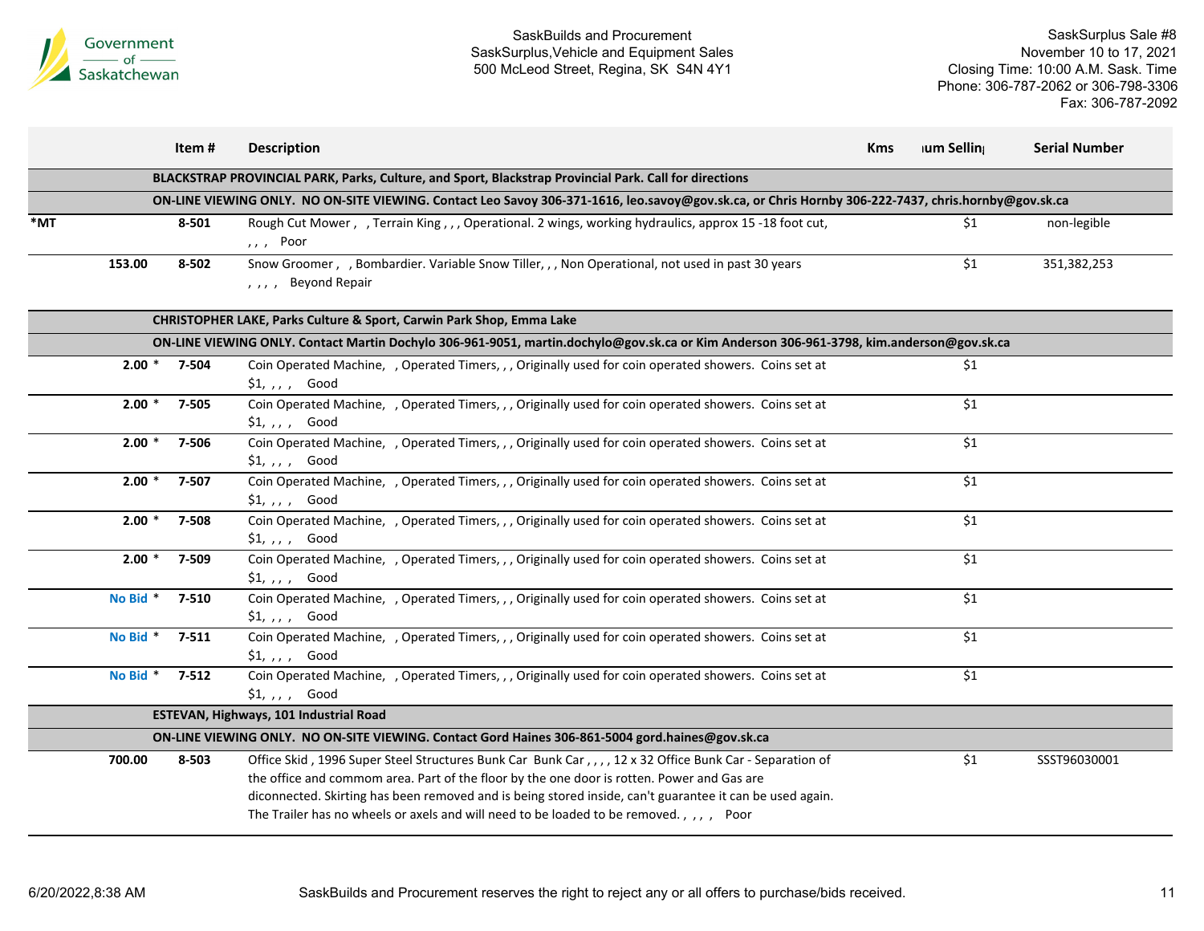| | Item # | Description | Kms | ıum Sellin | Serial Number |
|---|---|---|---|---|---|
| | | **BLACKSTRAP PROVINCIAL PARK, Parks, Culture, and Sport, Blackstrap Provincial Park. Call for directions** | | | |
| | | **ON-LINE VIEWING ONLY. NO ON-SITE VIEWING. Contact Leo Savoy 306-371-1616, leo.savoy@gov.sk.ca, or Chris Hornby 306-222-7437, chris.hornby@gov.sk.ca** | | | |
| *MT | 8-501 | Rough Cut Mower , , Terrain King , , , Operational. 2 wings, working hydraulics, approx 15 -18 foot cut, , , , Poor | | $1 | non-legible |
| 153.00 | 8-502 | Snow Groomer , , Bombardier. Variable Snow Tiller, , , Non Operational, not used in past 30 years , , , , Beyond Repair | | $1 | 351,382,253 |
| | | **CHRISTOPHER LAKE, Parks Culture & Sport, Carwin Park Shop, Emma Lake** | | | |
| | | **ON-LINE VIEWING ONLY. Contact Martin Dochylo 306-961-9051, martin.dochylo@gov.sk.ca or Kim Anderson 306-961-3798, kim.anderson@gov.sk.ca** | | | |
| 2.00 * | 7-504 | Coin Operated Machine, , Operated Timers, , , Originally used for coin operated showers. Coins set at $1, , , , Good | | $1 | |
| 2.00 * | 7-505 | Coin Operated Machine, , Operated Timers, , , Originally used for coin operated showers. Coins set at $1, , , , Good | | $1 | |
| 2.00 * | 7-506 | Coin Operated Machine, , Operated Timers, , , Originally used for coin operated showers. Coins set at $1, , , , Good | | $1 | |
| 2.00 * | 7-507 | Coin Operated Machine, , Operated Timers, , , Originally used for coin operated showers. Coins set at $1, , , , Good | | $1 | |
| 2.00 * | 7-508 | Coin Operated Machine, , Operated Timers, , , Originally used for coin operated showers. Coins set at $1, , , , Good | | $1 | |
| 2.00 * | 7-509 | Coin Operated Machine, , Operated Timers, , , Originally used for coin operated showers. Coins set at $1, , , , Good | | $1 | |
| No Bid * | 7-510 | Coin Operated Machine, , Operated Timers, , , Originally used for coin operated showers. Coins set at $1, , , , Good | | $1 | |
| No Bid * | 7-511 | Coin Operated Machine, , Operated Timers, , , Originally used for coin operated showers. Coins set at $1, , , , Good | | $1 | |
| No Bid * | 7-512 | Coin Operated Machine, , Operated Timers, , , Originally used for coin operated showers. Coins set at $1, , , , Good | | $1 | |
| | | **ESTEVAN, Highways, 101 Industrial Road** | | | |
| | | **ON-LINE VIEWING ONLY. NO ON-SITE VIEWING. Contact Gord Haines 306-861-5004 gord.haines@gov.sk.ca** | | | |
| 700.00 | 8-503 | Office Skid , 1996 Super Steel Structures Bunk Car Bunk Car , , , , 12 x 32 Office Bunk Car - Separation of the office and commom area. Part of the floor by the one door is rotten. Power and Gas are disconnected. Skirting has been removed and is being stored inside, can't guarantee it can be used again. The Trailer has no wheels or axels and will need to be loaded to be removed. , , , , Poor | | $1 | SSST96030001 |

SaskBuilds and Procurement reserves the right to reject any or all offers to purchase/bids received.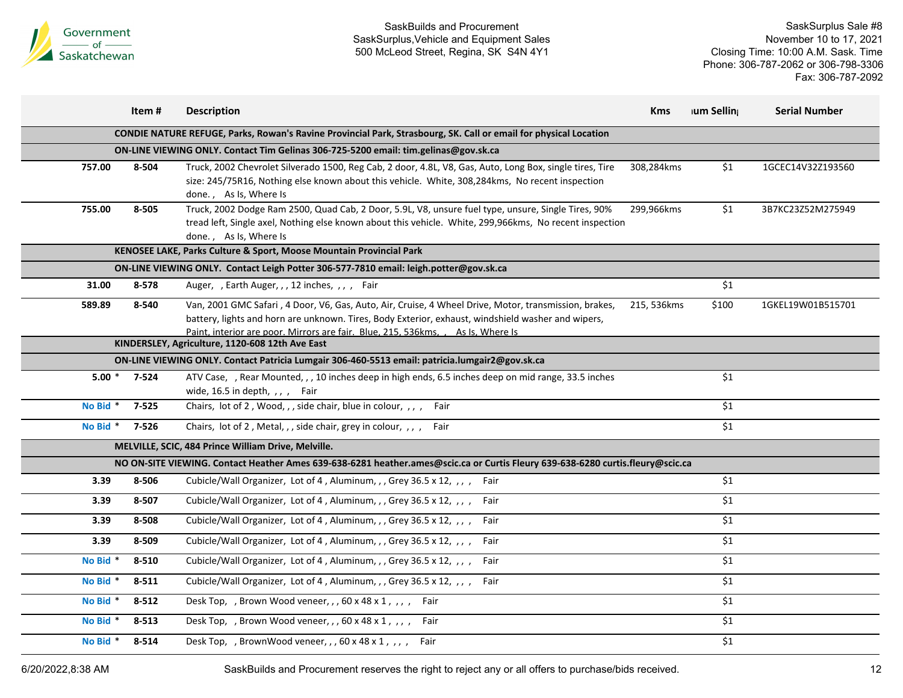| | Item # | Description | Kms | ıum Sellin | Serial Number |
|---|---|---|---|---|---|
| | | **CONDIE NATURE REFUGE, Parks, Rowan's Ravine Provincial Park, Strasbourg, SK. Call or email for physical Location** | | | |
| | | **ON-LINE VIEWING ONLY. Contact Tim Gelinas 306-725-5200 email: tim.gelinas@gov.sk.ca** | | | |
| **757.00** | **8-504** | Truck, 2002 Chevrolet Silverado 1500, Reg Cab, 2 door, 4.8L, V8, Gas, Auto, Long Box, single tires, Tire size: 245/75R16, Nothing else known about this vehicle. White, 308,284kms, No recent inspection done. , As Is, Where Is | 308,284kms | $1 | 1GCEC14V32Z193560 |
| **755.00** | **8-505** | Truck, 2002 Dodge Ram 2500, Quad Cab, 2 Door, 5.9L, V8, unsure fuel type, unsure, Single Tires, 90% tread left, Single axel, Nothing else known about this vehicle. White, 299,966kms, No recent inspection done. , As Is, Where Is | 299,966kms | $1 | 3B7KC23Z52M275949 |
| | | **KENOSEE LAKE, Parks Culture & Sport, Moose Mountain Provincial Park** | | | |
| | | **ON-LINE VIEWING ONLY. Contact Leigh Potter 306-577-7810 email: leigh.potter@gov.sk.ca** | | | |
| **31.00** | **8-578** | Auger, , Earth Auger, , , 12 inches, , , , Fair | | $1 | |
| **589.89** | **8-540** | Van, 2001 GMC Safari , 4 Door, V6, Gas, Auto, Air, Cruise, 4 Wheel Drive, Motor, transmission, brakes, battery, lights and horn are unknown. Tires, Body Exterior, exhaust, windshield washer and wipers, Paint, interior are poor. Mirrors are fair. Blue, 215, 536kms, , As Is, Where Is | 215, 536kms | $100 | 1GKEL19W01B515701 |
| | | **KINDERSLEY, Agriculture, 1120-608 12th Ave East** | | | |
| | | **ON-LINE VIEWING ONLY. Contact Patricia Lumgair 306-460-5513 email: patricia.lumgair2@gov.sk.ca** | | | |
| **5.00** * | **7-524** | ATV Case, , Rear Mounted, , , 10 inches deep in high ends, 6.5 inches deep on mid range, 33.5 inches wide, 16.5 in depth, , , , Fair | | $1 | |
| **No Bid** * | **7-525** | Chairs, lot of 2 , Wood, , , side chair, blue in colour, , , , Fair | | $1 | |
| **No Bid** * | **7-526** | Chairs, lot of 2 , Metal, , , side chair, grey in colour, , , , Fair | | $1 | |
| | | **MELVILLE, SCIC, 484 Prince William Drive, Melville.** | | | |
| | | **NO ON-SITE VIEWING. Contact Heather Ames 639-638-6281 heather.ames@scic.ca or Curtis Fleury 639-638-6280 curtis.fleury@scic.ca** | | | |
| **3.39** | **8-506** | Cubicle/Wall Organizer, Lot of 4 , Aluminum, , , Grey 36.5 x 12, , , , Fair | | $1 | |
| **3.39** | **8-507** | Cubicle/Wall Organizer, Lot of 4 , Aluminum, , , Grey 36.5 x 12, , , , Fair | | $1 | |
| **3.39** | **8-508** | Cubicle/Wall Organizer, Lot of 4 , Aluminum, , , Grey 36.5 x 12, , , , Fair | | $1 | |
| **3.39** | **8-509** | Cubicle/Wall Organizer, Lot of 4 , Aluminum, , , Grey 36.5 x 12, , , , Fair | | $1 | |
| **No Bid** * | **8-510** | Cubicle/Wall Organizer, Lot of 4 , Aluminum, , , Grey 36.5 x 12, , , , Fair | | $1 | |
| **No Bid** * | **8-511** | Cubicle/Wall Organizer, Lot of 4 , Aluminum, , , Grey 36.5 x 12, , , , Fair | | $1 | |
| **No Bid** * | **8-512** | Desk Top, , Brown Wood veneer, , , 60 x 48 x 1 , , , , Fair | | $1 | |
| **No Bid** * | **8-513** | Desk Top, , Brown Wood veneer, , , 60 x 48 x 1 , , , , Fair | | $1 | |
| **No Bid** * | **8-514** | Desk Top, , BrownWood veneer, , , 60 x 48 x 1 , , , , Fair | | $1 | |

SaskBuilds and Procurement reserves the right to reject any or all offers to purchase/bids received.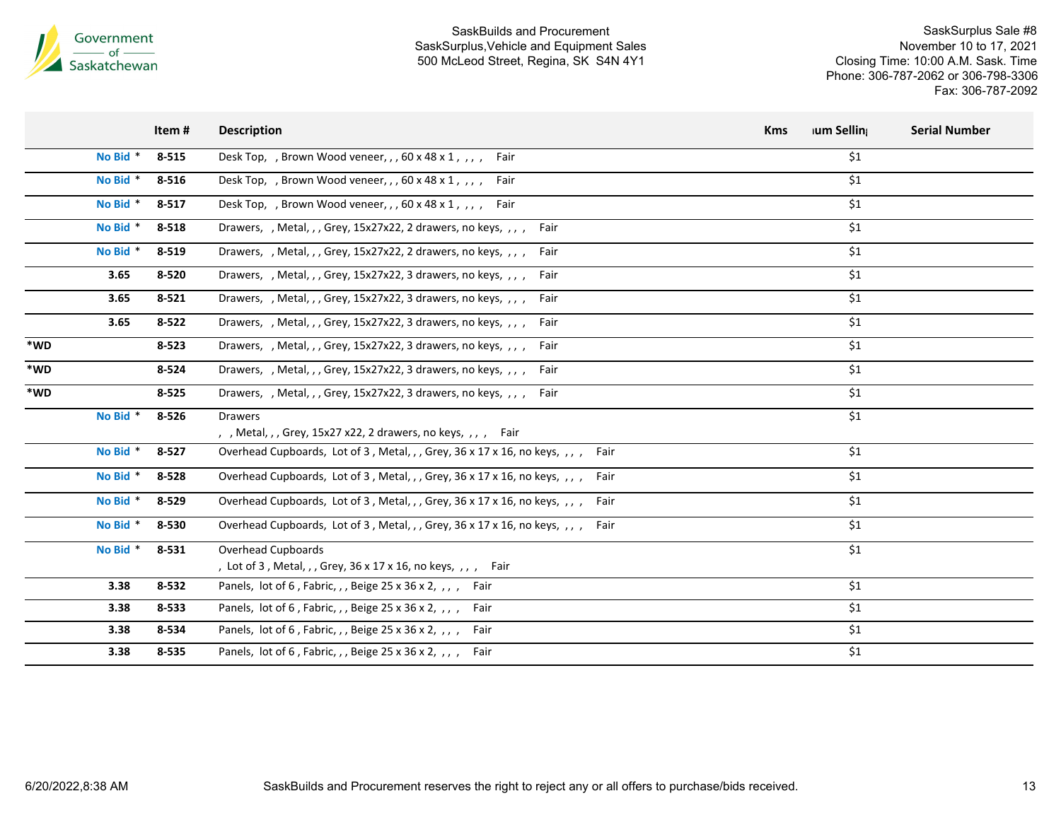| | | Item # | Description | Kms | Minimum Selling | Serial Number |
|---|---|---|---|---|---|---|
| | No Bid * | 8-515 | Desk Top, , Brown Wood veneer, , , 60 x 48 x 1 , , , , Fair | | $1 | |
| | No Bid * | 8-516 | Desk Top, , Brown Wood veneer, , , 60 x 48 x 1 , , , , Fair | | $1 | |
| | No Bid * | 8-517 | Desk Top, , Brown Wood veneer, , , 60 x 48 x 1 , , , , Fair | | $1 | |
| | No Bid * | 8-518 | Drawers, , Metal, , , Grey, 15x27x22, 2 drawers, no keys, , , , Fair | | $1 | |
| | No Bid * | 8-519 | Drawers, , Metal, , , Grey, 15x27x22, 2 drawers, no keys, , , , Fair | | $1 | |
| | 3.65 | 8-520 | Drawers, , Metal, , , Grey, 15x27x22, 3 drawers, no keys, , , , Fair | | $1 | |
| | 3.65 | 8-521 | Drawers, , Metal, , , Grey, 15x27x22, 3 drawers, no keys, , , , Fair | | $1 | |
| | 3.65 | 8-522 | Drawers, , Metal, , , Grey, 15x27x22, 3 drawers, no keys, , , , Fair | | $1 | |
| *WD | | 8-523 | Drawers, , Metal, , , Grey, 15x27x22, 3 drawers, no keys, , , , Fair | | $1 | |
| *WD | | 8-524 | Drawers, , Metal, , , Grey, 15x27x22, 3 drawers, no keys, , , , Fair | | $1 | |
| *WD | | 8-525 | Drawers, , Metal, , , Grey, 15x27x22, 3 drawers, no keys, , , , Fair | | $1 | |
| | No Bid * | 8-526 | Drawers , , Metal, , , Grey, 15x27 x22, 2 drawers, no keys, , , , Fair | | $1 | |
| | No Bid * | 8-527 | Overhead Cupboards, Lot of 3 , Metal, , , Grey, 36 x 17 x 16, no keys, , , , Fair | | $1 | |
| | No Bid * | 8-528 | Overhead Cupboards, Lot of 3 , Metal, , , Grey, 36 x 17 x 16, no keys, , , , Fair | | $1 | |
| | No Bid * | 8-529 | Overhead Cupboards, Lot of 3 , Metal, , , Grey, 36 x 17 x 16, no keys, , , , Fair | | $1 | |
| | No Bid * | 8-530 | Overhead Cupboards, Lot of 3 , Metal, , , Grey, 36 x 17 x 16, no keys, , , , Fair | | $1 | |
| | No Bid * | 8-531 | Overhead Cupboards , Lot of 3 , Metal, , , Grey, 36 x 17 x 16, no keys, , , , Fair | | $1 | |
| | 3.38 | 8-532 | Panels, lot of 6 , Fabric, , , Beige 25 x 36 x 2, , , , Fair | | $1 | |
| | 3.38 | 8-533 | Panels, lot of 6 , Fabric, , , Beige 25 x 36 x 2, , , , Fair | | $1 | |
| | 3.38 | 8-534 | Panels, lot of 6 , Fabric, , , Beige 25 x 36 x 2, , , , Fair | | $1 | |
| | 3.38 | 8-535 | Panels, lot of 6 , Fabric, , , Beige 25 x 36 x 2, , , , Fair | | $1 | |

SaskBuilds and Procurement reserves the right to reject any or all offers to purchase/bids received.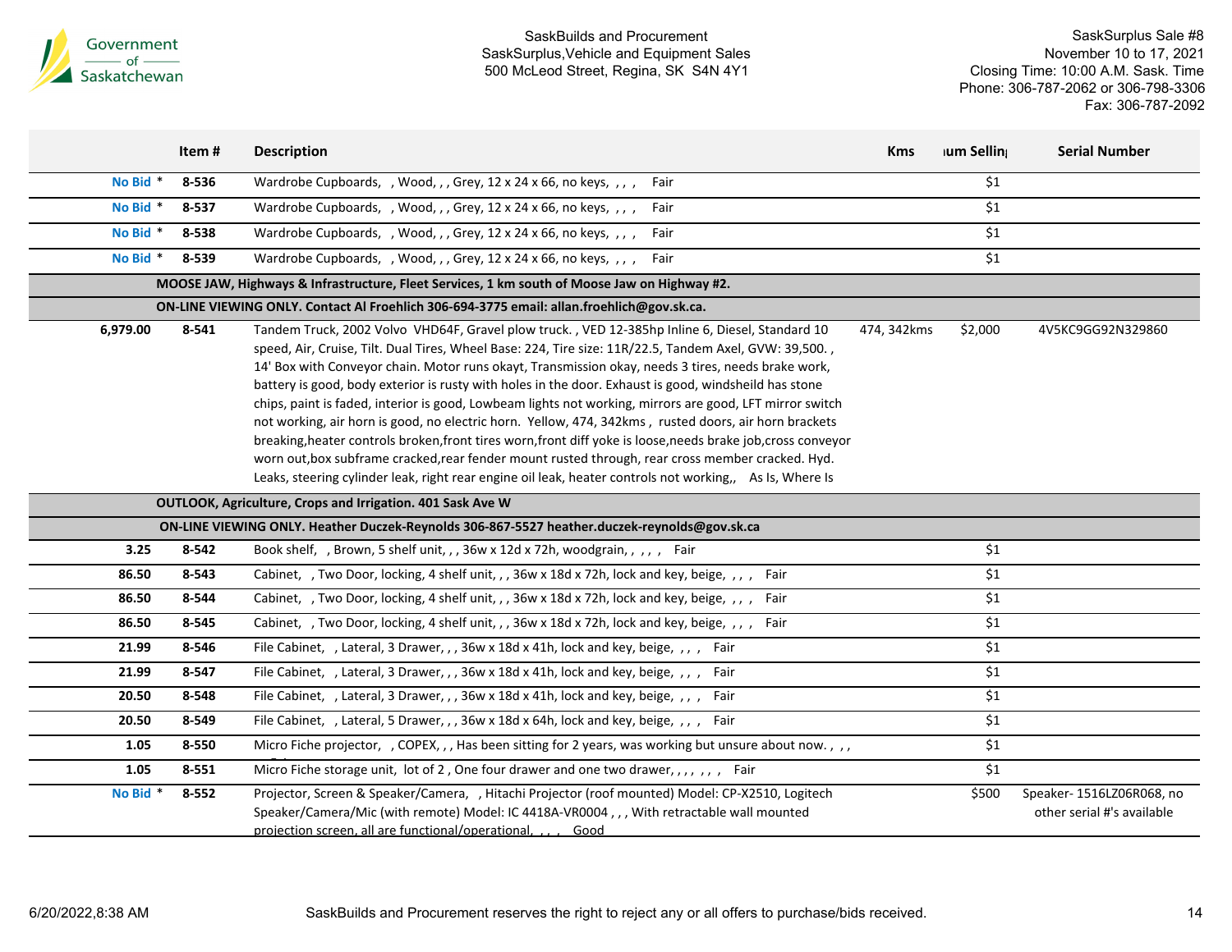| | Item # | Description | Kms | ıum Sellin | Serial Number |
|---|---|---|---|---|---|
| No Bid * | 8-536 | Wardrobe Cupboards, , Wood, , , Grey, 12 x 24 x 66, no keys, , , , Fair | | $1 | |
| No Bid * | 8-537 | Wardrobe Cupboards, , Wood, , , Grey, 12 x 24 x 66, no keys, , , , Fair | | $1 | |
| No Bid * | 8-538 | Wardrobe Cupboards, , Wood, , , Grey, 12 x 24 x 66, no keys, , , , Fair | | $1 | |
| No Bid * | 8-539 | Wardrobe Cupboards, , Wood, , , Grey, 12 x 24 x 66, no keys, , , , Fair | | $1 | |
| | **MOOSE JAW, Highways & Infrastructure, Fleet Services, 1 km south of Moose Jaw on Highway #2.** | | | | |
| | **ON-LINE VIEWING ONLY. Contact Al Froehlich 306-694-3775 email: allan.froehlich@gov.sk.ca.** | | | | |
| 6,979.00 | 8-541 | Tandem Truck, 2002 Volvo VHD64F, Gravel plow truck. , VED 12-385hp Inline 6, Diesel, Standard 10 speed, Air, Cruise, Tilt. Dual Tires, Wheel Base: 224, Tire size: 11R/22.5, Tandem Axel, GVW: 39,500. , 14' Box with Conveyor chain. Motor runs okayt, Transmission okay, needs 3 tires, needs brake work, battery is good, body exterior is rusty with holes in the door. Exhaust is good, windsheild has stone chips, paint is faded, interior is good, Lowbeam lights not working, mirrors are good, LFT mirror switch not working, air horn is good, no electric horn. Yellow, 474, 342kms , rusted doors, air horn brackets breaking,heater controls broken,front tires worn,front diff yoke is loose,needs brake job,cross conveyor worn out,box subframe cracked,rear fender mount rusted through, rear cross member cracked. Hyd. Leaks, steering cylinder leak, right rear engine oil leak, heater controls not working,, As Is, Where Is | 474, 342kms | $2,000 | 4V5KC9GG92N329860 |
| | **OUTLOOK, Agriculture, Crops and Irrigation. 401 Sask Ave W** | | | | |
| | **ON-LINE VIEWING ONLY. Heather Duczek-Reynolds 306-867-5527 heather.duczek-reynolds@gov.sk.ca** | | | | |
| 3.25 | 8-542 | Book shelf, , Brown, 5 shelf unit, , , 36w x 12d x 72h, woodgrain, , , , , Fair | | $1 | |
| 86.50 | 8-543 | Cabinet, , Two Door, locking, 4 shelf unit, , , 36w x 18d x 72h, lock and key, beige, , , , Fair | | $1 | |
| 86.50 | 8-544 | Cabinet, , Two Door, locking, 4 shelf unit, , , 36w x 18d x 72h, lock and key, beige, , , , Fair | | $1 | |
| 86.50 | 8-545 | Cabinet, , Two Door, locking, 4 shelf unit, , , 36w x 18d x 72h, lock and key, beige, , , , Fair | | $1 | |
| 21.99 | 8-546 | File Cabinet, , Lateral, 3 Drawer, , , 36w x 18d x 41h, lock and key, beige, , , , Fair | | $1 | |
| 21.99 | 8-547 | File Cabinet, , Lateral, 3 Drawer, , , 36w x 18d x 41h, lock and key, beige, , , , Fair | | $1 | |
| 20.50 | 8-548 | File Cabinet, , Lateral, 3 Drawer, , , 36w x 18d x 41h, lock and key, beige, , , , Fair | | $1 | |
| 20.50 | 8-549 | File Cabinet, , Lateral, 5 Drawer, , , 36w x 18d x 64h, lock and key, beige, , , , Fair | | $1 | |
| 1.05 | 8-550 | Micro Fiche projector, , COPEX, , , Has been sitting for 2 years, was working but unsure about now. , , , | | $1 | |
| 1.05 | 8-551 | Micro Fiche storage unit, lot of 2 , One four drawer and one two drawer, , , , , , , , Fair | | $1 | |
| No Bid * | 8-552 | Projector, Screen & Speaker/Camera, , Hitachi Projector (roof mounted) Model: CP-X2510, Logitech Speaker/Camera/Mic (with remote) Model: IC 4418A-VR0004 , , , With retractable wall mounted projection screen, all are functional/operational, , , , Good | | $500 | Speaker- 1516LZ06R068, no other serial #'s available |

SaskBuilds and Procurement reserves the right to reject any or all offers to purchase/bids received.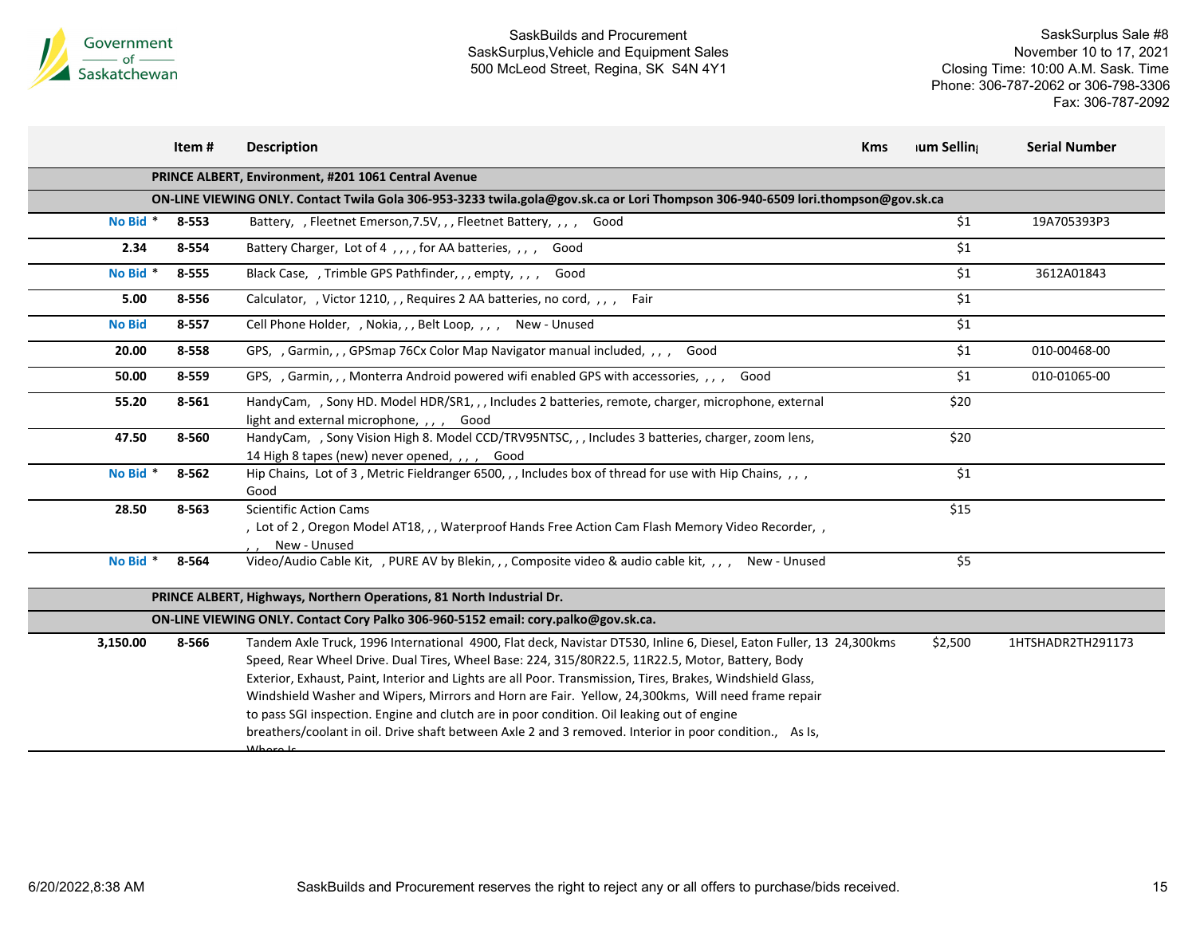SaskBuilds and Procurement
SaskSurplus,Vehicle and Equipment Sales
500 McLeod Street, Regina, SK S4N 4Y1

SaskSurplus Sale #8
November 10 to 17, 2021
Closing Time: 10:00 A.M. Sask. Time
Phone: 306-787-2062 or 306-798-3306
Fax: 306-787-2092

| | Item # | Description | Kms | ıum Sellin | Serial Number |
|---|---|---|---|---|---|
| | **PRINCE ALBERT, Environment, #201 1061 Central Avenue** | | | | |
| | **ON-LINE VIEWING ONLY. Contact Twila Gola 306-953-3233 twila.gola@gov.sk.ca or Lori Thompson 306-940-6509 lori.thompson@gov.sk.ca** | | | | |
| No Bid * | 8-553 | Battery, , Fleetnet Emerson,7.5V, , , Fleetnet Battery, , , , Good | | $1 | 19A705393P3 |
| 2.34 | 8-554 | Battery Charger, Lot of 4 , , , , for AA batteries, , , , Good | | $1 | |
| No Bid * | 8-555 | Black Case, , Trimble GPS Pathfinder, , , empty, , , , Good | | $1 | 3612A01843 |
| 5.00 | 8-556 | Calculator, , Victor 1210, , , Requires 2 AA batteries, no cord, , , , Fair | | $1 | |
| No Bid | 8-557 | Cell Phone Holder, , Nokia, , , Belt Loop, , , , New - Unused | | $1 | |
| 20.00 | 8-558 | GPS, , Garmin, , , GPSmap 76Cx Color Map Navigator manual included, , , , Good | | $1 | 010-00468-00 |
| 50.00 | 8-559 | GPS, , Garmin, , , Monterra Android powered wifi enabled GPS with accessories, , , , Good | | $1 | 010-01065-00 |
| 55.20 | 8-561 | HandyCam, , Sony HD. Model HDR/SR1, , , Includes 2 batteries, remote, charger, microphone, external light and external microphone, , , , Good | | $20 | |
| 47.50 | 8-560 | HandyCam, , Sony Vision High 8. Model CCD/TRV95NTSC, , , Includes 3 batteries, charger, zoom lens, 14 High 8 tapes (new) never opened, , , , Good | | $20 | |
| No Bid * | 8-562 | Hip Chains, Lot of 3 , Metric Fieldranger 6500, , , Includes box of thread for use with Hip Chains, , , , Good | | $1 | |
| 28.50 | 8-563 | Scientific Action Cams , Lot of 2 , Oregon Model AT18, , , Waterproof Hands Free Action Cam Flash Memory Video Recorder, , , , New - Unused | | $15 | |
| No Bid * | 8-564 | Video/Audio Cable Kit, , PURE AV by Blekin, , , Composite video & audio cable kit, , , , New - Unused | | $5 | |
| | **PRINCE ALBERT, Highways, Northern Operations, 81 North Industrial Dr.** | | | | |
| | **ON-LINE VIEWING ONLY. Contact Cory Palko 306-960-5152 email: cory.palko@gov.sk.ca.** | | | | |
| 3,150.00 | 8-566 | Tandem Axle Truck, 1996 International 4900, Flat deck, Navistar DT530, Inline 6, Diesel, Eaton Fuller, 13 Speed, Rear Wheel Drive. Dual Tires, Wheel Base: 224, 315/80R22.5, 11R22.5, Motor, Battery, Body Exterior, Exhaust, Paint, Interior and Lights are all Poor. Transmission, Tires, Brakes, Windshield Glass, Windshield Washer and Wipers, Mirrors and Horn are Fair. Yellow, 24,300kms, Will need frame repair to pass SGI inspection. Engine and clutch are in poor condition. Oil leaking out of engine breathers/coolant in oil. Drive shaft between Axle 2 and 3 removed. Interior in poor condition., As Is, Where Is | 24,300kms | $2,500 | 1HTSHADR2TH291173 |

6/20/2022,8:38 AM

SaskBuilds and Procurement reserves the right to reject any or all offers to purchase/bids received.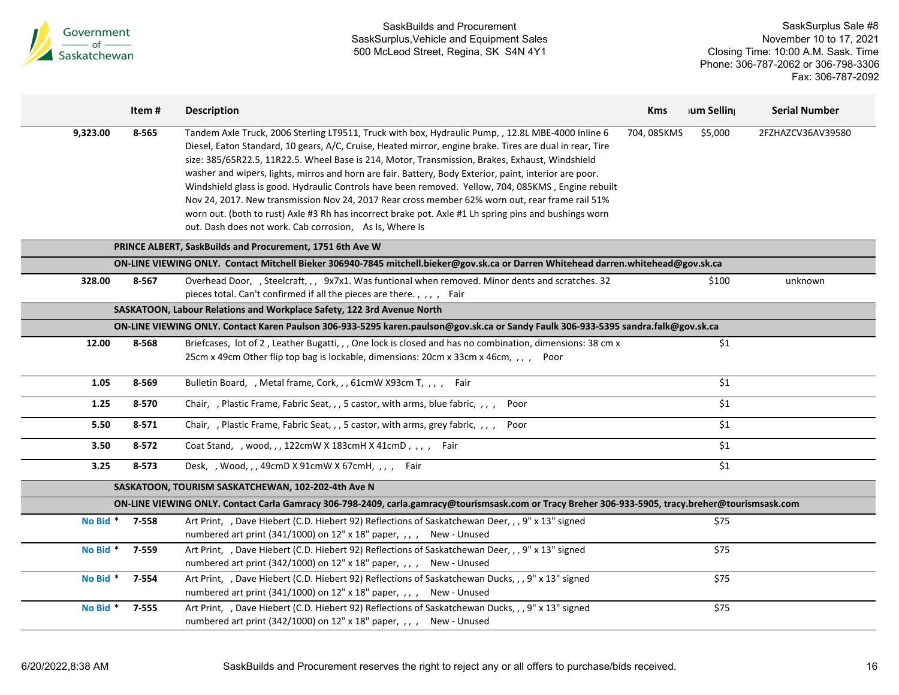| | Item # | Description | Kms | ıum Sellin | Serial Number |
|---|---|---|---|---|---|
| 9,323.00 | 8-565 | Tandem Axle Truck, 2006 Sterling LT9511, Truck with box, Hydraulic Pump, , 12.8L MBE-4000 Inline 6 Diesel, Eaton Standard, 10 gears, A/C, Cruise, Heated mirror, engine brake. Tires are dual in rear, Tire size: 385/65R22.5, 11R22.5. Wheel Base is 214, Motor, Transmission, Brakes, Exhaust, Windshield washer and wipers, lights, mirros and horn are fair. Battery, Body Exterior, paint, interior are poor. Windshield glass is good. Hydraulic Controls have been removed. Yellow, 704, 085KMS , Engine rebuilt Nov 24, 2017. New transmission Nov 24, 2017 Rear cross member 62% worn out, rear frame rail 51% worn out. (both to rust) Axle #3 Rh has incorrect brake pot. Axle #1 Lh spring pins and bushings worn out. Dash does not work. Cab corrosion, As Is, Where Is | 704, 085KMS | $5,000 | 2FZHAZCV36AV39580 |
| | **PRINCE ALBERT, SaskBuilds and Procurement, 1751 6th Ave W** | | | | |
| | **ON-LINE VIEWING ONLY. Contact Mitchell Bieker 306940-7845 mitchell.bieker@gov.sk.ca or Darren Whitehead darren.whitehead@gov.sk.ca** | | | | |
| 328.00 | 8-567 | Overhead Door, , Steelcraft, , , 9x7x1. Was funtional when removed. Minor dents and scratches. 32 pieces total. Can't confirmed if all the pieces are there. , , , , Fair | | $100 | unknown |
| | **SASKATOON, Labour Relations and Workplace Safety, 122 3rd Avenue North** | | | | |
| | **ON-LINE VIEWING ONLY. Contact Karen Paulson 306-933-5295 karen.paulson@gov.sk.ca or Sandy Faulk 306-933-5395 sandra.falk@gov.sk.ca** | | | | |
| 12.00 | 8-568 | Briefcases, lot of 2 , Leather Bugatti, , , One lock is closed and has no combination, dimensions: 38 cm x 25cm x 49cm Other flip top bag is lockable, dimensions: 20cm x 33cm x 46cm, , , , Poor | | $1 | |
| 1.05 | 8-569 | Bulletin Board, , Metal frame, Cork, , , 61cmW X93cm T, , , , Fair | | $1 | |
| 1.25 | 8-570 | Chair, , Plastic Frame, Fabric Seat, , , 5 castor, with arms, blue fabric, , , , Poor | | $1 | |
| 5.50 | 8-571 | Chair, , Plastic Frame, Fabric Seat, , , 5 castor, with arms, grey fabric, , , , Poor | | $1 | |
| 3.50 | 8-572 | Coat Stand, , wood, , , 122cmW X 183cmH X 41cmD , , , , Fair | | $1 | |
| 3.25 | 8-573 | Desk, , Wood, , , 49cmD X 91cmW X 67cmH, , , , Fair | | $1 | |
| | **SASKATOON, TOURISM SASKATCHEWAN, 102-202-4th Ave N** | | | | |
| | **ON-LINE VIEWING ONLY. Contact Carla Gamracy 306-798-2409, carla.gamracy@tourismsask.com or Tracy Breher 306-933-5905, tracy.breher@tourismsask.com** | | | | |
| No Bid * | 7-558 | Art Print, , Dave Hiebert (C.D. Hiebert 92) Reflections of Saskatchewan Deer, , , 9" x 13" signed numbered art print (341/1000) on 12" x 18" paper, , , , New - Unused | | $75 | |
| No Bid * | 7-559 | Art Print, , Dave Hiebert (C.D. Hiebert 92) Reflections of Saskatchewan Deer, , , 9" x 13" signed numbered art print (342/1000) on 12" x 18" paper, , , , New - Unused | | $75 | |
| No Bid * | 7-554 | Art Print, , Dave Hiebert (C.D. Hiebert 92) Reflections of Saskatchewan Ducks, , , 9" x 13" signed numbered art print (341/1000) on 12" x 18" paper, , , , New - Unused | | $75 | |
| No Bid * | 7-555 | Art Print, , Dave Hiebert (C.D. Hiebert 92) Reflections of Saskatchewan Ducks, , , 9" x 13" signed numbered art print (342/1000) on 12" x 18" paper, , , , New - Unused | | $75 | |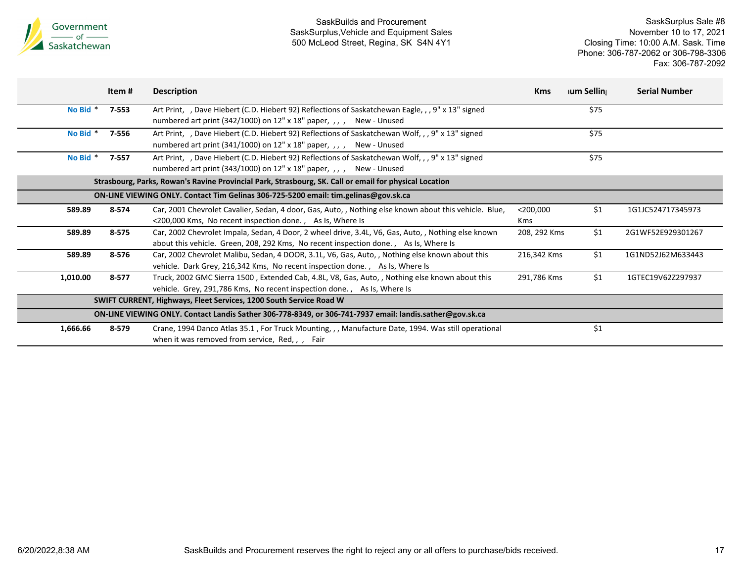| | Item # | Description | Kms | ɩum Sellinꞁ | Serial Number |
|---|---|---|---|---|---|
| No Bid * | 7-553 | Art Print, , Dave Hiebert (C.D. Hiebert 92) Reflections of Saskatchewan Eagle, , , 9" x 13" signed numbered art print (342/1000) on 12" x 18" paper, , , , New - Unused | | $75 | |
| No Bid * | 7-556 | Art Print, , Dave Hiebert (C.D. Hiebert 92) Reflections of Saskatchewan Wolf, , , 9" x 13" signed numbered art print (341/1000) on 12" x 18" paper, , , , New - Unused | | $75 | |
| No Bid * | 7-557 | Art Print, , Dave Hiebert (C.D. Hiebert 92) Reflections of Saskatchewan Wolf, , , 9" x 13" signed numbered art print (343/1000) on 12" x 18" paper, , , , New - Unused | | $75 | |
| | | **Strasbourg, Parks, Rowan's Ravine Provincial Park, Strasbourg, SK. Call or email for physical Location** | | | |
| | | **ON-LINE VIEWING ONLY. Contact Tim Gelinas 306-725-5200 email: tim.gelinas@gov.sk.ca** | | | |
| 589.89 | 8-574 | Car, 2001 Chevrolet Cavalier, Sedan, 4 door, Gas, Auto, , Nothing else known about this vehicle. Blue, <200,000 Kms, No recent inspection done. , As Is, Where Is | <200,000 Kms | $1 | 1G1JC524717345973 |
| 589.89 | 8-575 | Car, 2002 Chevrolet Impala, Sedan, 4 Door, 2 wheel drive, 3.4L, V6, Gas, Auto, , Nothing else known about this vehicle. Green, 208, 292 Kms, No recent inspection done. , As Is, Where Is | 208, 292 Kms | $1 | 2G1WF52E929301267 |
| 589.89 | 8-576 | Car, 2002 Chevrolet Malibu, Sedan, 4 DOOR, 3.1L, V6, Gas, Auto, , Nothing else known about this vehicle. Dark Grey, 216,342 Kms, No recent inspection done. , As Is, Where Is | 216,342 Kms | $1 | 1G1ND52J62M633443 |
| 1,010.00 | 8-577 | Truck, 2002 GMC Sierra 1500 , Extended Cab, 4.8L, V8, Gas, Auto, , Nothing else known about this vehicle. Grey, 291,786 Kms, No recent inspection done. , As Is, Where Is | 291,786 Kms | $1 | 1GTEC19V62Z297937 |
| | | **SWIFT CURRENT, Highways, Fleet Services, 1200 South Service Road W** | | | |
| | | **ON-LINE VIEWING ONLY. Contact Landis Sather 306-778-8349, or 306-741-7937 email: landis.sather@gov.sk.ca** | | | |
| 1,666.66 | 8-579 | Crane, 1994 Danco Atlas 35.1 , For Truck Mounting, , , Manufacture Date, 1994. Was still operational when it was removed from service, Red, , , Fair | | $1 | |